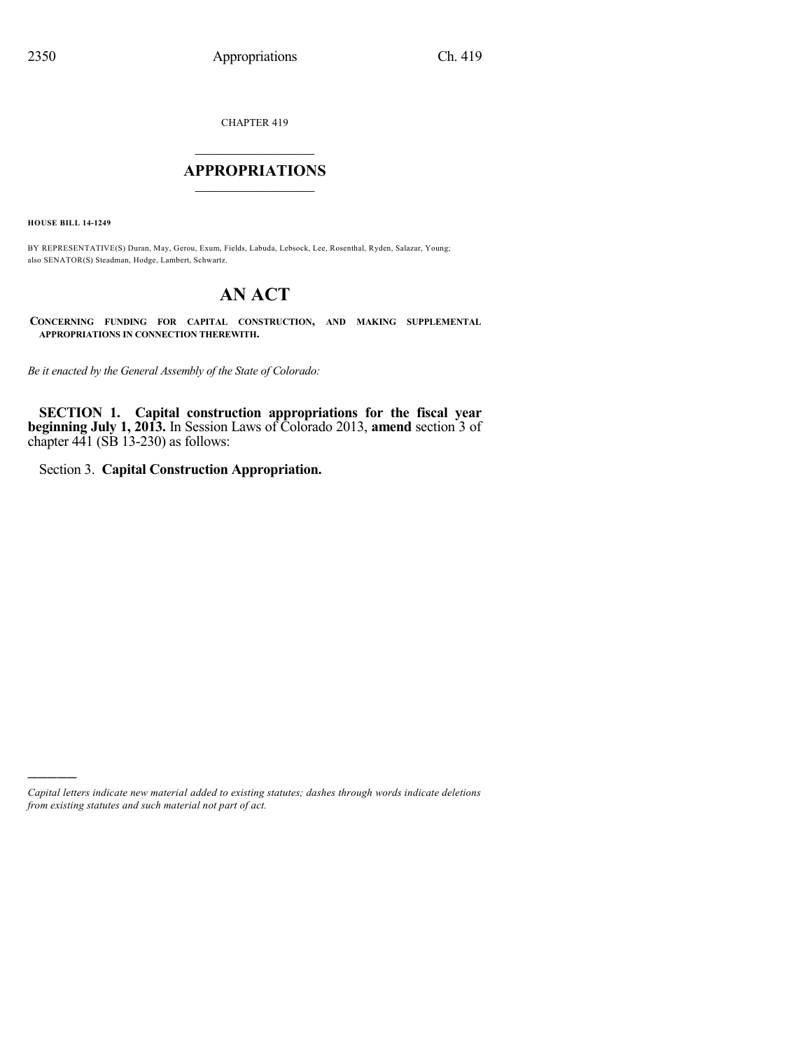CHAPTER 419

# APPROPRIATIONS

**HOUSE BILL 14-1249**

BY REPRESENTATIVE(S) Duran, May, Gerou, Exum, Fields, Labuda, Lebsock, Lee, Rosenthal, Ryden, Salazar, Young; also SENATOR(S) Steadman, Hodge, Lambert, Schwartz.

# AN ACT

**CONCERNING FUNDING FOR CAPITAL CONSTRUCTION, AND MAKING SUPPLEMENTAL APPROPRIATIONS IN CONNECTION THEREWITH.**

*Be it enacted by the General Assembly of the State of Colorado:*

**SECTION 1. Capital construction appropriations for the fiscal year beginning July 1, 2013.** In Session Laws of Colorado 2013, **amend** section 3 of chapter 441 (SB 13-230) as follows:

Section 3. **Capital Construction Appropriation.**

*Capital letters indicate new material added to existing statutes; dashes through words indicate deletions from existing statutes and such material not part of act.*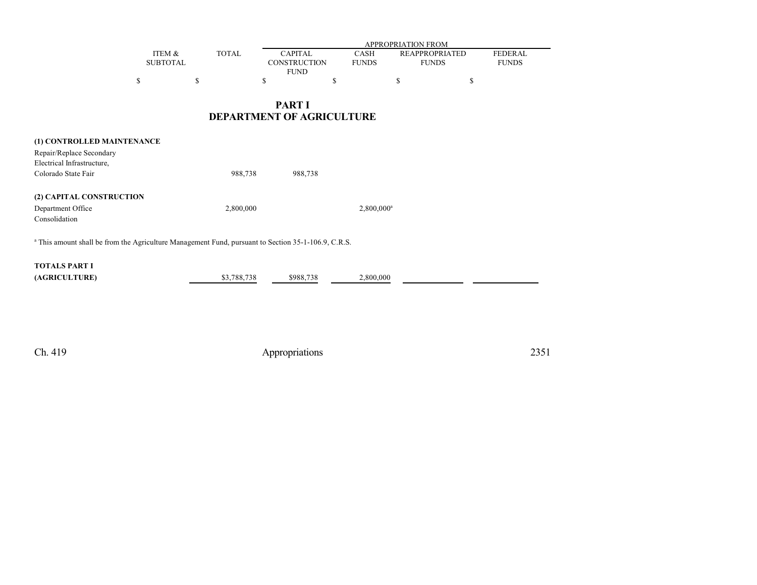| | ITEM & SUBTOTAL | TOTAL | APPROPRIATION FROM | | | |
|---|---|---|---|---|---|---|
| | | | CAPITAL CONSTRUCTION FUND | CASH FUNDS | REAPPROPRIATED FUNDS | FEDERAL FUNDS |
| | $ | $ | $ | $ | $ | $ |

# PART I
# DEPARTMENT OF AGRICULTURE

| | ITEM & SUBTOTAL | TOTAL | CAPITAL CONSTRUCTION FUND | CASH FUNDS | REAPPROPRIATED FUNDS | FEDERAL FUNDS |
|---|---|---|---|---|---|---|
| **(1) CONTROLLED MAINTENANCE** | | | | | | |
| Repair/Replace Secondary Electrical Infrastructure, Colorado State Fair | | 988,738 | 988,738 | | | |
| **(2) CAPITAL CONSTRUCTION** | | | | | | |
| Department Office Consolidation | | 2,800,000 | | 2,800,000[a] | | |

[a] This amount shall be from the Agriculture Management Fund, pursuant to Section 35-1-106.9, C.R.S.

| | ITEM & SUBTOTAL | TOTAL | CAPITAL CONSTRUCTION FUND | CASH FUNDS | REAPPROPRIATED FUNDS | FEDERAL FUNDS |
|---|---|---|---|---|---|---|
| **TOTALS PART I (AGRICULTURE)** | | $3,788,738 | $988,738 | 2,800,000 | | |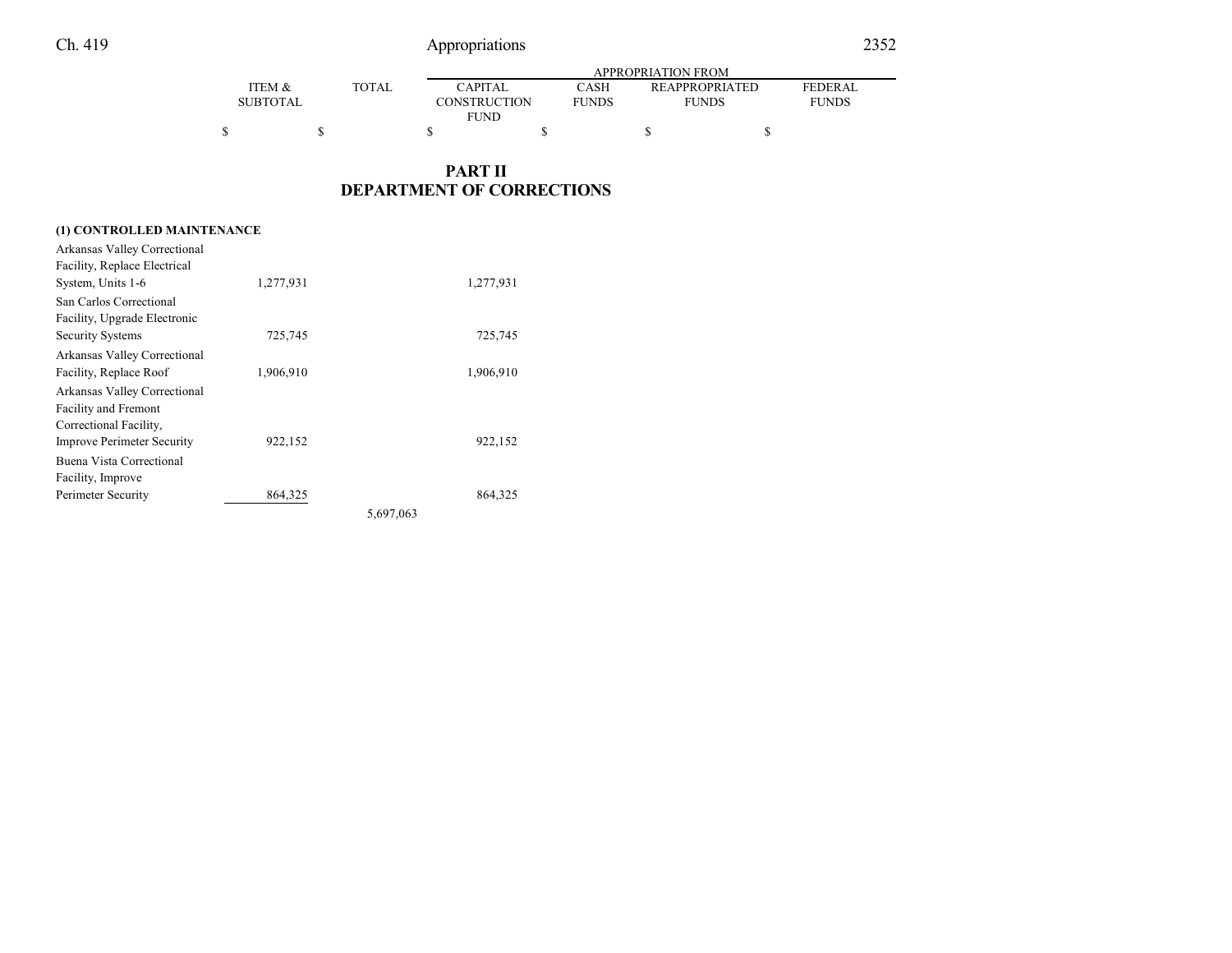| | ITEM & SUBTOTAL | TOTAL | APPROPRIATION FROM CAPITAL CONSTRUCTION FUND | CASH FUNDS | REAPPROPRIATED FUNDS | FEDERAL FUNDS |
|---|---|---|---|---|---|---|
| | $ | $ | $ | $ | $ | $ |

## PART II
## DEPARTMENT OF CORRECTIONS

**(1) CONTROLLED MAINTENANCE**

| | ITEM & SUBTOTAL | TOTAL | CAPITAL CONSTRUCTION FUND | CASH FUNDS | REAPPROPRIATED FUNDS | FEDERAL FUNDS |
|---|---|---|---|---|---|---|
| Arkansas Valley Correctional Facility, Replace Electrical System, Units 1-6 | 1,277,931 | | 1,277,931 | | | |
| San Carlos Correctional Facility, Upgrade Electronic Security Systems | 725,745 | | 725,745 | | | |
| Arkansas Valley Correctional Facility, Replace Roof | 1,906,910 | | 1,906,910 | | | |
| Arkansas Valley Correctional Facility and Fremont Correctional Facility, Improve Perimeter Security | 922,152 | | 922,152 | | | |
| Buena Vista Correctional Facility, Improve Perimeter Security | 864,325 | | 864,325 | | | |
| | | 5,697,063 | | | | |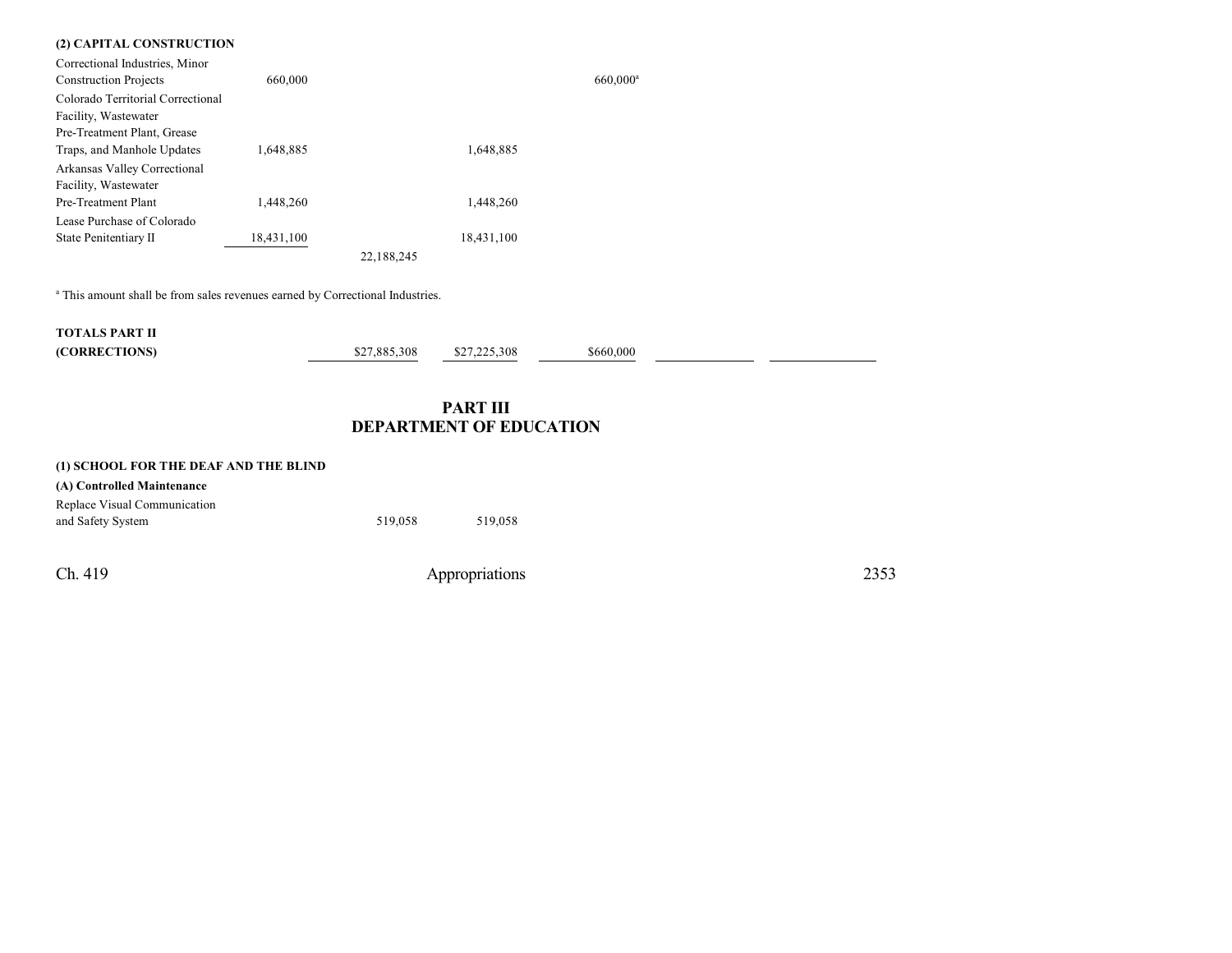| | | | | | | |
|---|---|---|---|---|---|---|
| **(2) CAPITAL CONSTRUCTION** | | | | | | |
| Correctional Industries, Minor Construction Projects | 660,000 | | | 660,000[a] | | |
| Colorado Territorial Correctional Facility, Wastewater Pre-Treatment Plant, Grease Traps, and Manhole Updates | 1,648,885 | | 1,648,885 | | | |
| Arkansas Valley Correctional Facility, Wastewater Pre-Treatment Plant | 1,448,260 | | 1,448,260 | | | |
| Lease Purchase of Colorado State Penitentiary II | 18,431,100 | | 18,431,100 | | | |
| | | 22,188,245 | | | | |

[a] This amount shall be from sales revenues earned by Correctional Industries.

| | | | | | | |
|---|---|---|---|---|---|---|
| **TOTALS PART II (CORRECTIONS)** | | $27,885,308 | $27,225,308 | $660,000 | | |

## PART III
## DEPARTMENT OF EDUCATION

| | | | | | | |
|---|---|---|---|---|---|---|
| **(1) SCHOOL FOR THE DEAF AND THE BLIND** | | | | | | |
| **(A) Controlled Maintenance** | | | | | | |
| Replace Visual Communication and Safety System | | 519,058 | 519,058 | | | |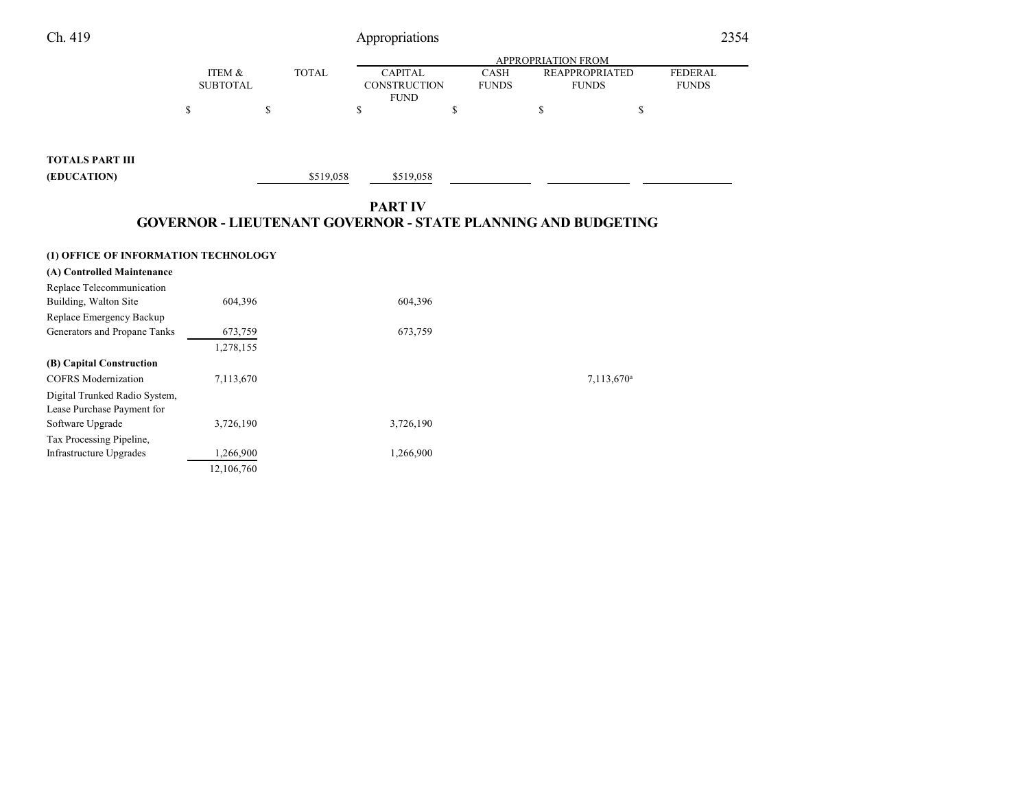| | ITEM & SUBTOTAL | TOTAL | APPROPRIATION FROM CAPITAL CONSTRUCTION FUND | CASH FUNDS | REAPPROPRIATED FUNDS | FEDERAL FUNDS |
|---|---|---|---|---|---|---|
| | $ | $ | $ | $ | $ | $ |
| **TOTALS PART III (EDUCATION)** | | $519,058 | $519,058 | | | |

## PART IV
## GOVERNOR - LIEUTENANT GOVERNOR - STATE PLANNING AND BUDGETING

| | ITEM & SUBTOTAL | TOTAL | CAPITAL CONSTRUCTION FUND | CASH FUNDS | REAPPROPRIATED FUNDS | FEDERAL FUNDS |
|---|---|---|---|---|---|---|
| **(1) OFFICE OF INFORMATION TECHNOLOGY** | | | | | | |
| **(A) Controlled Maintenance** | | | | | | |
| Replace Telecommunication Building, Walton Site | 604,396 | | 604,396 | | | |
| Replace Emergency Backup Generators and Propane Tanks | 673,759 | | 673,759 | | | |
| | 1,278,155 | | | | | |
| **(B) Capital Construction** | | | | | | |
| COFRS Modernization | 7,113,670 | | | | 7,113,670[a] | |
| Digital Trunked Radio System, Lease Purchase Payment for Software Upgrade | 3,726,190 | | 3,726,190 | | | |
| Tax Processing Pipeline, Infrastructure Upgrades | 1,266,900 | | 1,266,900 | | | |
| | 12,106,760 | | | | | |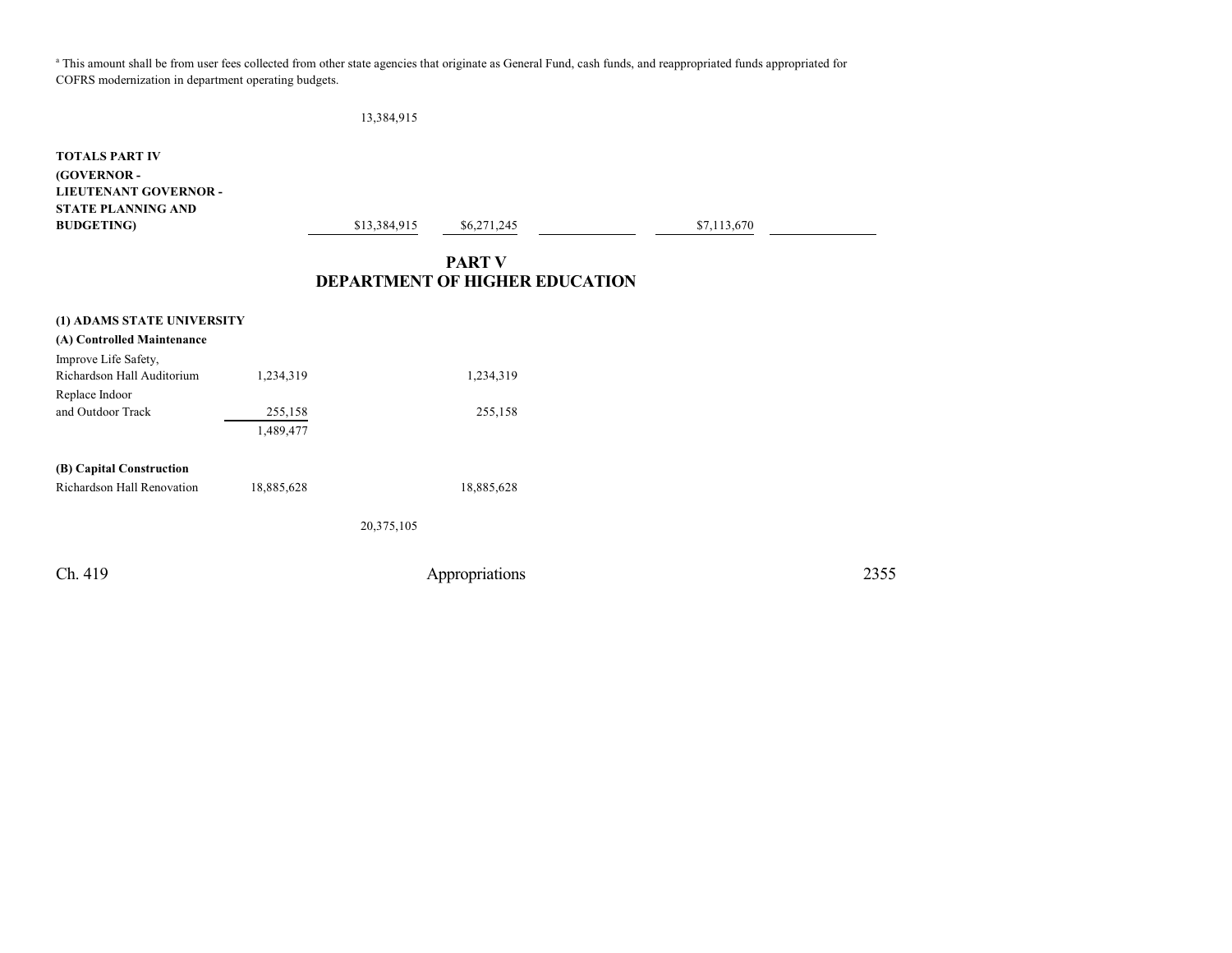[a] This amount shall be from user fees collected from other state agencies that originate as General Fund, cash funds, and reappropriated funds appropriated for COFRS modernization in department operating budgets.

| | | | | | | |
|---|---|---|---|---|---|---|
| | | 13,384,915 | | | | |
| **TOTALS PART IV (GOVERNOR - LIEUTENANT GOVERNOR - STATE PLANNING AND BUDGETING)** | | $13,384,915 | $6,271,245 | | $7,113,670 | |

## PART V
## DEPARTMENT OF HIGHER EDUCATION

| | | | | | | |
|---|---|---|---|---|---|---|
| **(1) ADAMS STATE UNIVERSITY** | | | | | | |
| **(A) Controlled Maintenance** | | | | | | |
| Improve Life Safety, Richardson Hall Auditorium | 1,234,319 | | 1,234,319 | | | |
| Replace Indoor and Outdoor Track | 255,158 | | 255,158 | | | |
| | 1,489,477 | | | | | |
| **(B) Capital Construction** | | | | | | |
| Richardson Hall Renovation | 18,885,628 | | 18,885,628 | | | |
| | | 20,375,105 | | | | |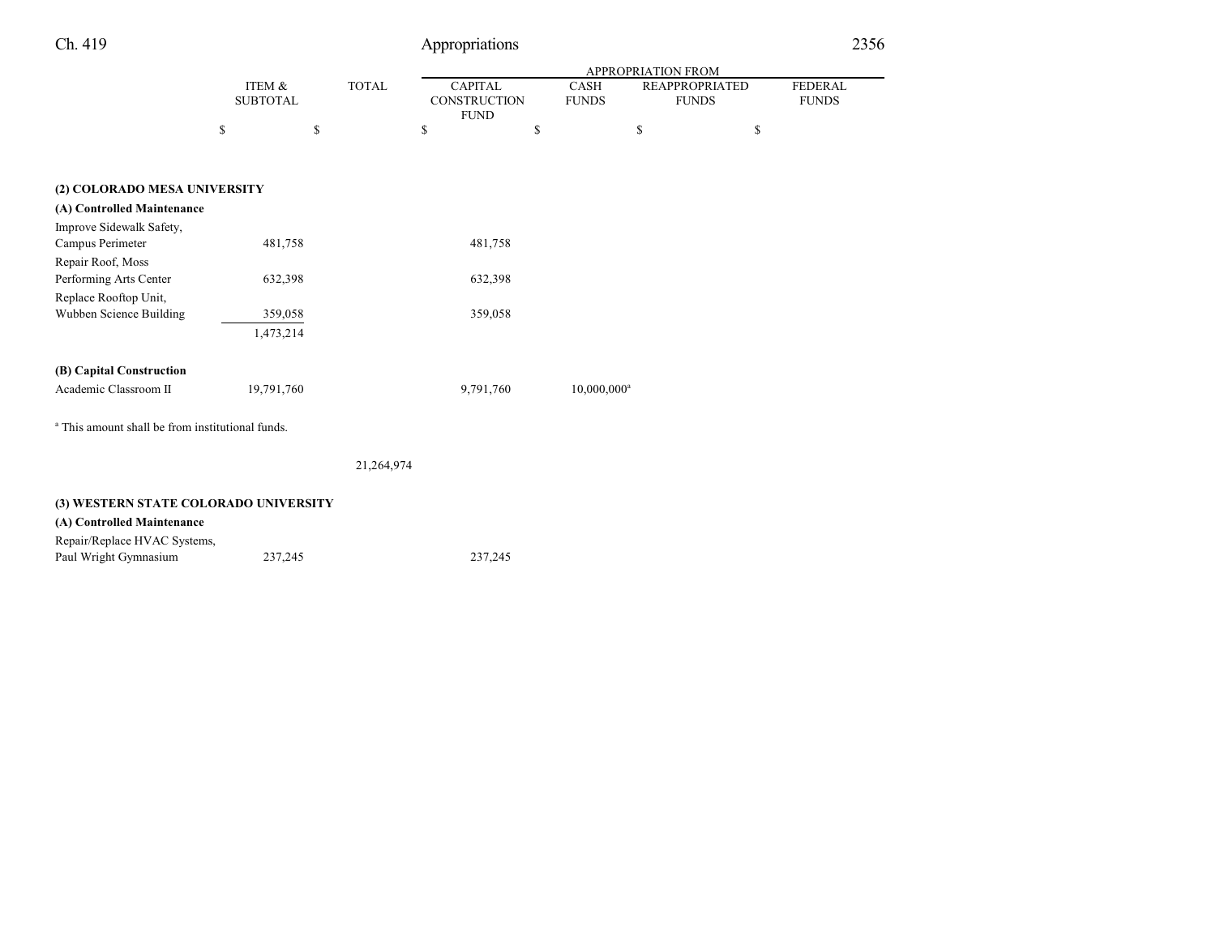| | ITEM & SUBTOTAL | TOTAL | APPROPRIATION FROM | | | |
|---|---|---|---|---|---|---|
| | | | CAPITAL CONSTRUCTION FUND | CASH FUNDS | REAPPROPRIATED FUNDS | FEDERAL FUNDS |
| | $ | $ | $ | $ | $ | $ |
| **(2) COLORADO MESA UNIVERSITY** | | | | | | |
| **(A) Controlled Maintenance** | | | | | | |
| Improve Sidewalk Safety, Campus Perimeter | 481,758 | | 481,758 | | | |
| Repair Roof, Moss Performing Arts Center | 632,398 | | 632,398 | | | |
| Replace Rooftop Unit, Wubben Science Building | 359,058 | | 359,058 | | | |
| | 1,473,214 | | | | | |
| **(B) Capital Construction** | | | | | | |
| Academic Classroom II | 19,791,760 | | 9,791,760 | 10,000,000[a] | | |
| | | 21,264,974 | | | | |
| **(3) WESTERN STATE COLORADO UNIVERSITY** | | | | | | |
| **(A) Controlled Maintenance** | | | | | | |
| Repair/Replace HVAC Systems, Paul Wright Gymnasium | 237,245 | | 237,245 | | | |

[a] This amount shall be from institutional funds.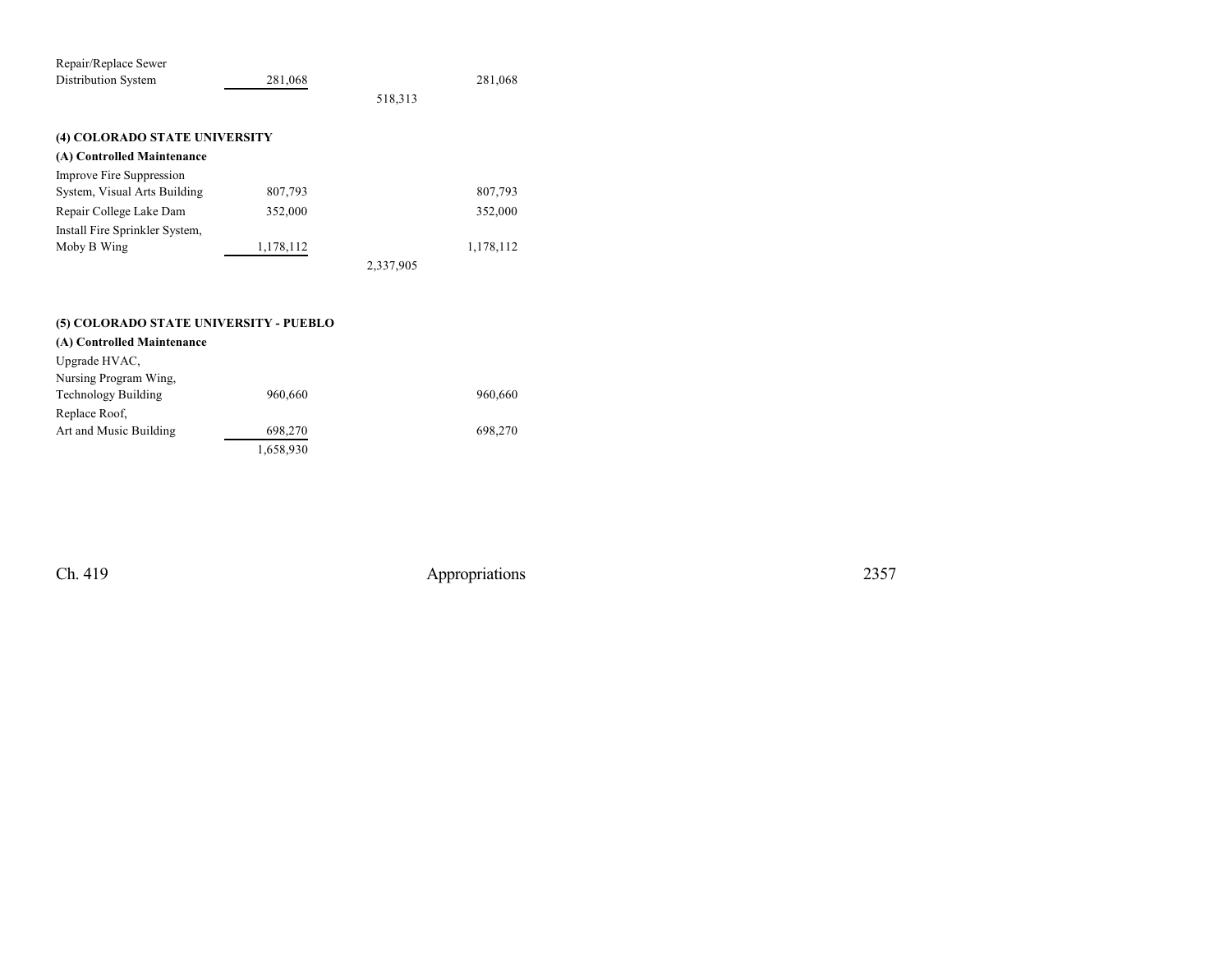| | | | |
|---|---|---|---|
| Repair/Replace Sewer Distribution System | 281,068 | | 281,068 |
| | | 518,313 | |

**(4) COLORADO STATE UNIVERSITY**

**(A) Controlled Maintenance**

| | | | |
|---|---|---|---|
| Improve Fire Suppression System, Visual Arts Building | 807,793 | | 807,793 |
| Repair College Lake Dam | 352,000 | | 352,000 |
| Install Fire Sprinkler System, Moby B Wing | 1,178,112 | | 1,178,112 |
| | | 2,337,905 | |

**(5) COLORADO STATE UNIVERSITY - PUEBLO**

**(A) Controlled Maintenance**

| | | | |
|---|---|---|---|
| Upgrade HVAC, Nursing Program Wing, Technology Building | 960,660 | | 960,660 |
| Replace Roof, Art and Music Building | 698,270 | | 698,270 |
| | 1,658,930 | | |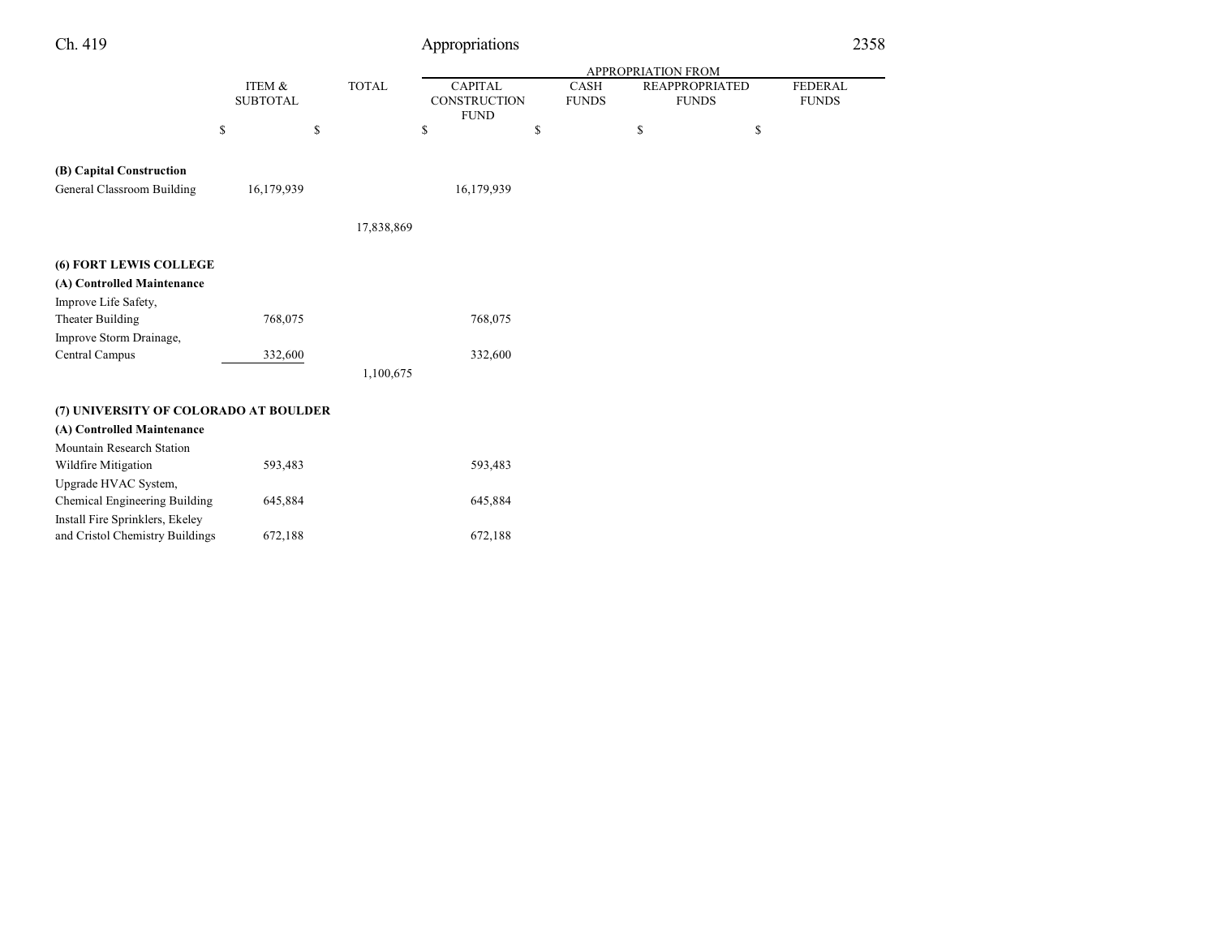| | ITEM & SUBTOTAL | TOTAL | APPROPRIATION FROM CAPITAL CONSTRUCTION FUND | CASH FUNDS | REAPPROPRIATED FUNDS | FEDERAL FUNDS |
|---|---|---|---|---|---|---|
| | $ | $ | $ | $ | $ | $ |
| **(B) Capital Construction** | | | | | | |
| General Classroom Building | 16,179,939 | | 16,179,939 | | | |
| | | 17,838,869 | | | | |
| **(6) FORT LEWIS COLLEGE** | | | | | | |
| **(A) Controlled Maintenance** | | | | | | |
| Improve Life Safety, Theater Building | 768,075 | | 768,075 | | | |
| Improve Storm Drainage, Central Campus | 332,600 | | 332,600 | | | |
| | | 1,100,675 | | | | |
| **(7) UNIVERSITY OF COLORADO AT BOULDER** | | | | | | |
| **(A) Controlled Maintenance** | | | | | | |
| Mountain Research Station Wildfire Mitigation | 593,483 | | 593,483 | | | |
| Upgrade HVAC System, Chemical Engineering Building | 645,884 | | 645,884 | | | |
| Install Fire Sprinklers, Ekeley and Cristol Chemistry Buildings | 672,188 | | 672,188 | | | |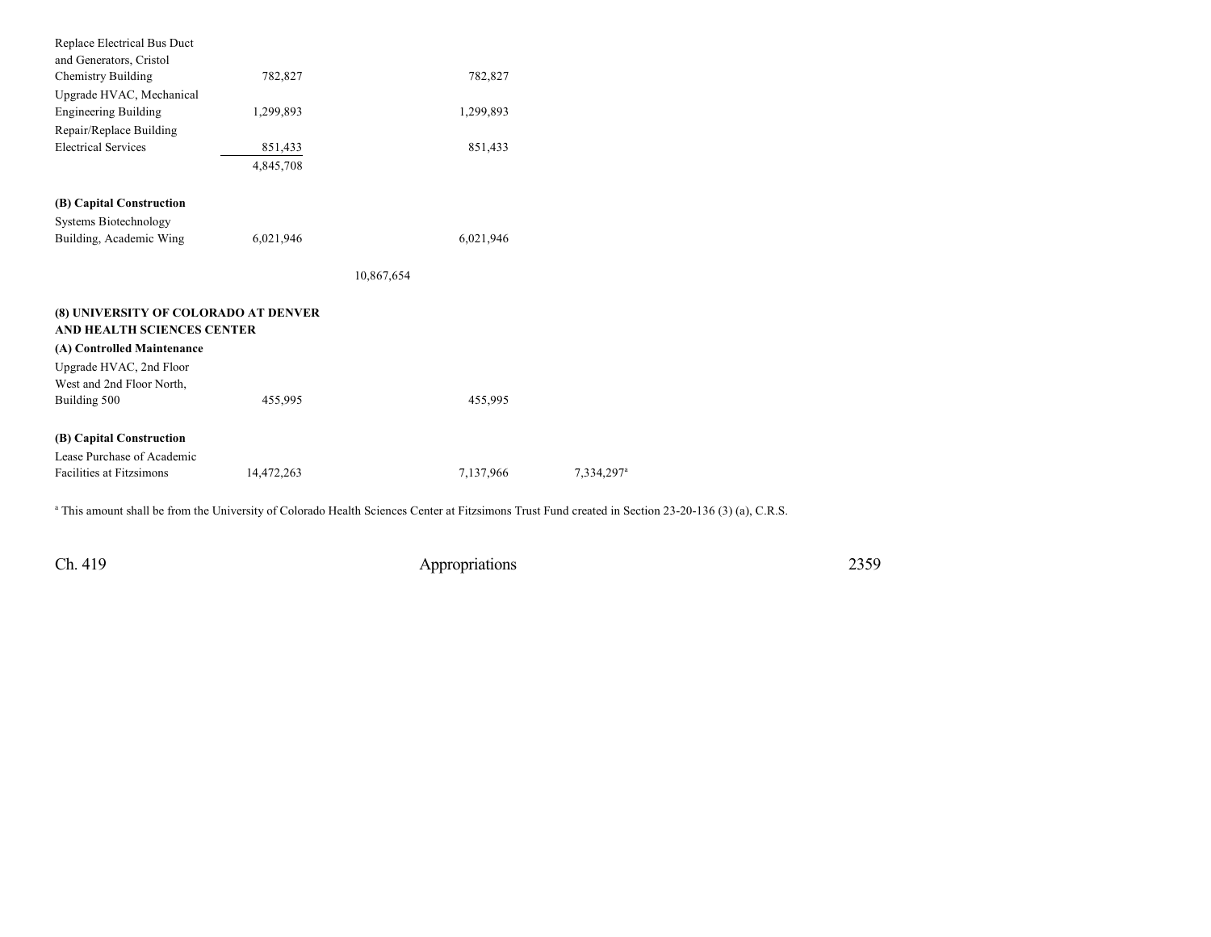| | | | | |
|---|---|---|---|---|
| Replace Electrical Bus Duct and Generators, Cristol Chemistry Building | 782,827 | | 782,827 | |
| Upgrade HVAC, Mechanical Engineering Building | 1,299,893 | | 1,299,893 | |
| Repair/Replace Building Electrical Services | 851,433 | | 851,433 | |
| | 4,845,708 | | | |
| **(B) Capital Construction** | | | | |
| Systems Biotechnology Building, Academic Wing | 6,021,946 | | 6,021,946 | |
| | | 10,867,654 | | |
| **(8) UNIVERSITY OF COLORADO AT DENVER AND HEALTH SCIENCES CENTER** | | | | |
| **(A) Controlled Maintenance** | | | | |
| Upgrade HVAC, 2nd Floor West and 2nd Floor North, Building 500 | 455,995 | | 455,995 | |
| **(B) Capital Construction** | | | | |
| Lease Purchase of Academic Facilities at Fitzsimons | 14,472,263 | | 7,137,966 | 7,334,297[a] |

[a] This amount shall be from the University of Colorado Health Sciences Center at Fitzsimons Trust Fund created in Section 23-20-136 (3) (a), C.R.S.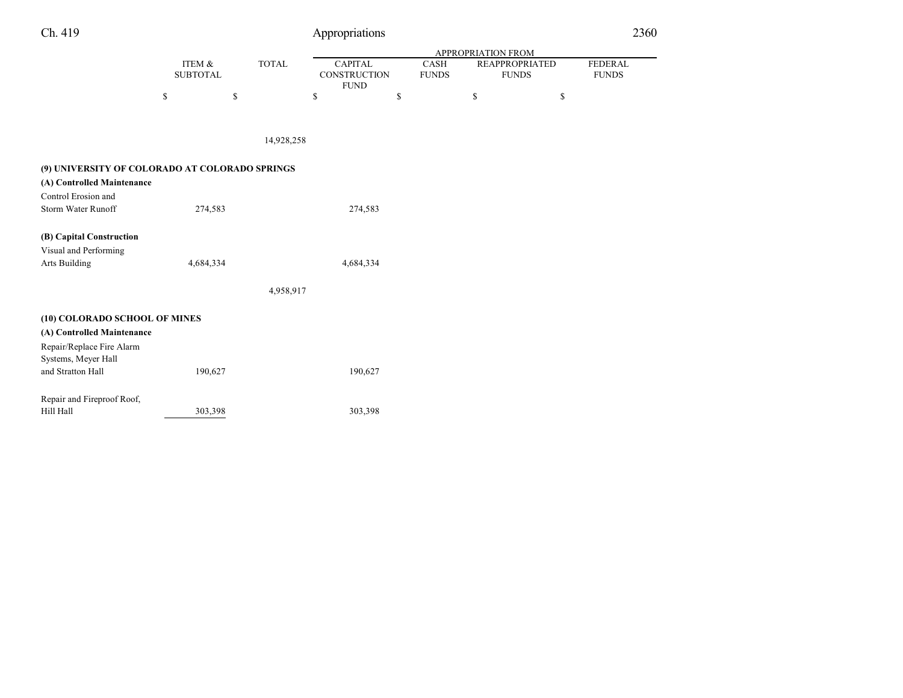| | ITEM & SUBTOTAL | TOTAL | APPROPRIATION FROM CAPITAL CONSTRUCTION FUND | CASH FUNDS | REAPPROPRIATED FUNDS | FEDERAL FUNDS |
|---|---|---|---|---|---|---|
| | $ | $ | $ | $ | $ | $ |
| | | 14,928,258 | | | | |
| **(9) UNIVERSITY OF COLORADO AT COLORADO SPRINGS** | | | | | | |
| **(A) Controlled Maintenance** | | | | | | |
| Control Erosion and Storm Water Runoff | 274,583 | | 274,583 | | | |
| **(B) Capital Construction** | | | | | | |
| Visual and Performing Arts Building | 4,684,334 | | 4,684,334 | | | |
| | | 4,958,917 | | | | |
| **(10) COLORADO SCHOOL OF MINES** | | | | | | |
| **(A) Controlled Maintenance** | | | | | | |
| Repair/Replace Fire Alarm Systems, Meyer Hall and Stratton Hall | 190,627 | | 190,627 | | | |
| Repair and Fireproof Roof, Hill Hall | 303,398 | | 303,398 | | | |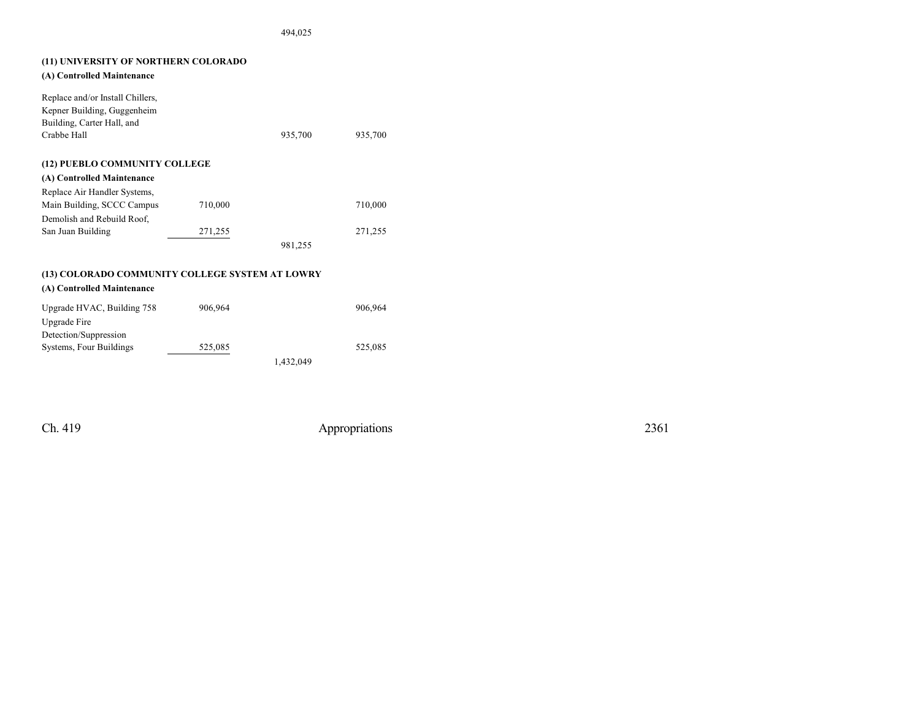| | | | |
|---|---|---|---|
| | | 494,025 | |
| **(11) UNIVERSITY OF NORTHERN COLORADO** | | | |
| **(A) Controlled Maintenance** | | | |
| Replace and/or Install Chillers, Kepner Building, Guggenheim Building, Carter Hall, and Crabbe Hall | | 935,700 | 935,700 |
| **(12) PUEBLO COMMUNITY COLLEGE** | | | |
| **(A) Controlled Maintenance** | | | |
| Replace Air Handler Systems, Main Building, SCCC Campus | 710,000 | | 710,000 |
| Demolish and Rebuild Roof, San Juan Building | 271,255 | | 271,255 |
| | | 981,255 | |
| **(13) COLORADO COMMUNITY COLLEGE SYSTEM AT LOWRY** | | | |
| **(A) Controlled Maintenance** | | | |
| Upgrade HVAC, Building 758 | 906,964 | | 906,964 |
| Upgrade Fire Detection/Suppression Systems, Four Buildings | 525,085 | | 525,085 |
| | | 1,432,049 | |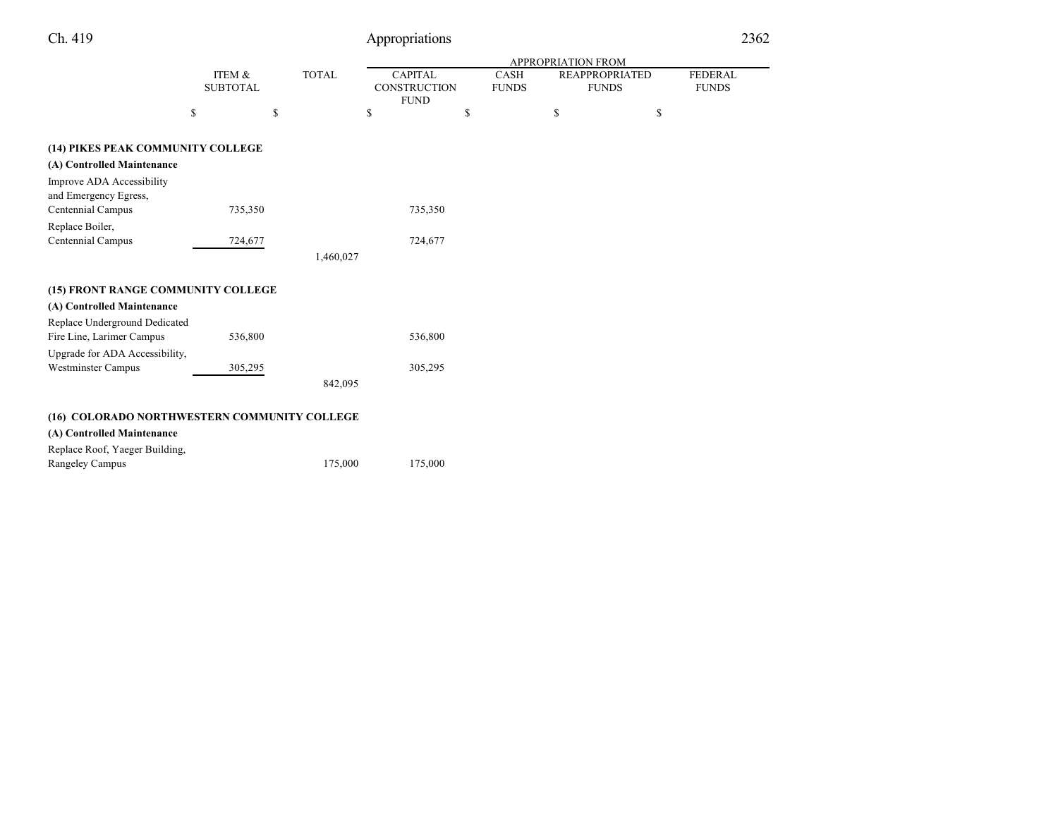| | ITEM & SUBTOTAL | TOTAL | APPROPRIATION FROM CAPITAL CONSTRUCTION FUND | CASH FUNDS | REAPPROPRIATED FUNDS | FEDERAL FUNDS |
|---|---|---|---|---|---|---|
| | $ | $ | $ | $ | $ | $ |
| **(14) PIKES PEAK COMMUNITY COLLEGE** | | | | | | |
| **(A) Controlled Maintenance** | | | | | | |
| Improve ADA Accessibility and Emergency Egress, Centennial Campus | 735,350 | | 735,350 | | | |
| Replace Boiler, Centennial Campus | 724,677 | | 724,677 | | | |
| | | 1,460,027 | | | | |
| **(15) FRONT RANGE COMMUNITY COLLEGE** | | | | | | |
| **(A) Controlled Maintenance** | | | | | | |
| Replace Underground Dedicated Fire Line, Larimer Campus | 536,800 | | 536,800 | | | |
| Upgrade for ADA Accessibility, Westminster Campus | 305,295 | | 305,295 | | | |
| | | 842,095 | | | | |
| **(16) COLORADO NORTHWESTERN COMMUNITY COLLEGE** | | | | | | |
| **(A) Controlled Maintenance** | | | | | | |
| Replace Roof, Yaeger Building, Rangeley Campus | | 175,000 | 175,000 | | | |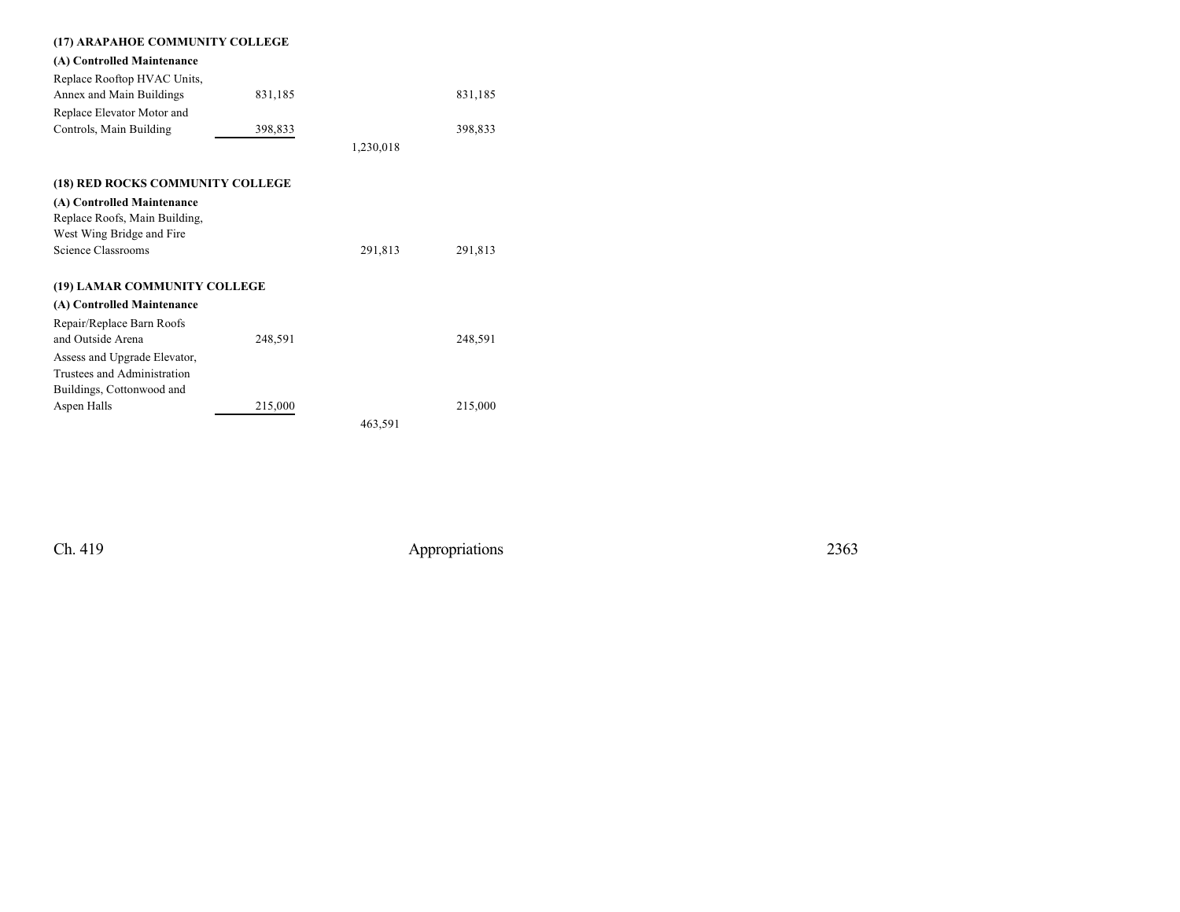| | | | |
|---|---|---|---|
| **(17) ARAPAHOE COMMUNITY COLLEGE** | | | |
| **(A) Controlled Maintenance** | | | |
| Replace Rooftop HVAC Units, Annex and Main Buildings | 831,185 | | 831,185 |
| Replace Elevator Motor and Controls, Main Building | 398,833 | | 398,833 |
| | | 1,230,018 | |
| **(18) RED ROCKS COMMUNITY COLLEGE** | | | |
| **(A) Controlled Maintenance** | | | |
| Replace Roofs, Main Building, West Wing Bridge and Fire Science Classrooms | | 291,813 | 291,813 |
| **(19) LAMAR COMMUNITY COLLEGE** | | | |
| **(A) Controlled Maintenance** | | | |
| Repair/Replace Barn Roofs and Outside Arena | 248,591 | | 248,591 |
| Assess and Upgrade Elevator, Trustees and Administration Buildings, Cottonwood and Aspen Halls | 215,000 | | 215,000 |
| | | 463,591 | |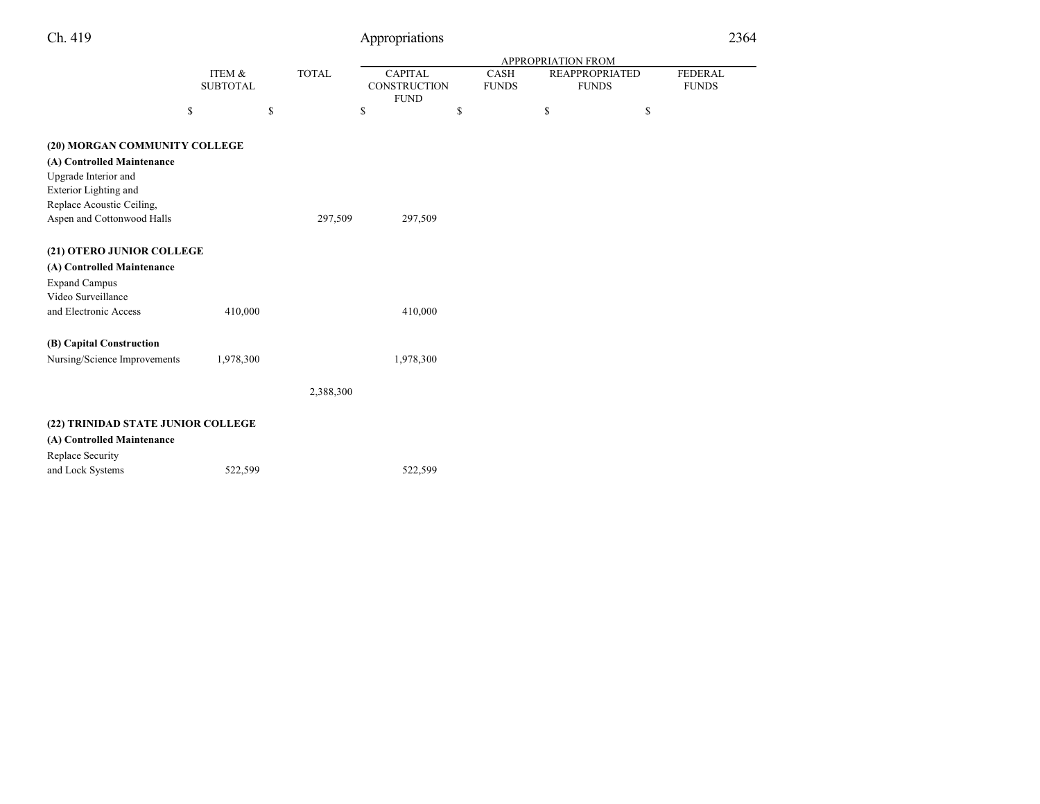| | ITEM & SUBTOTAL | TOTAL | APPROPRIATION FROM | | | |
|---|---|---|---|---|---|---|
| | | | CAPITAL CONSTRUCTION FUND | CASH FUNDS | REAPPROPRIATED FUNDS | FEDERAL FUNDS |
| | $ | $ | $ | $ | $ | $ |
| **(20) MORGAN COMMUNITY COLLEGE** | | | | | | |
| **(A) Controlled Maintenance** | | | | | | |
| Upgrade Interior and Exterior Lighting and Replace Acoustic Ceiling, Aspen and Cottonwood Halls | | 297,509 | 297,509 | | | |
| **(21) OTERO JUNIOR COLLEGE** | | | | | | |
| **(A) Controlled Maintenance** | | | | | | |
| Expand Campus Video Surveillance and Electronic Access | 410,000 | | 410,000 | | | |
| **(B) Capital Construction** | | | | | | |
| Nursing/Science Improvements | 1,978,300 | | 1,978,300 | | | |
| | | 2,388,300 | | | | |
| **(22) TRINIDAD STATE JUNIOR COLLEGE** | | | | | | |
| **(A) Controlled Maintenance** | | | | | | |
| Replace Security and Lock Systems | 522,599 | | 522,599 | | | |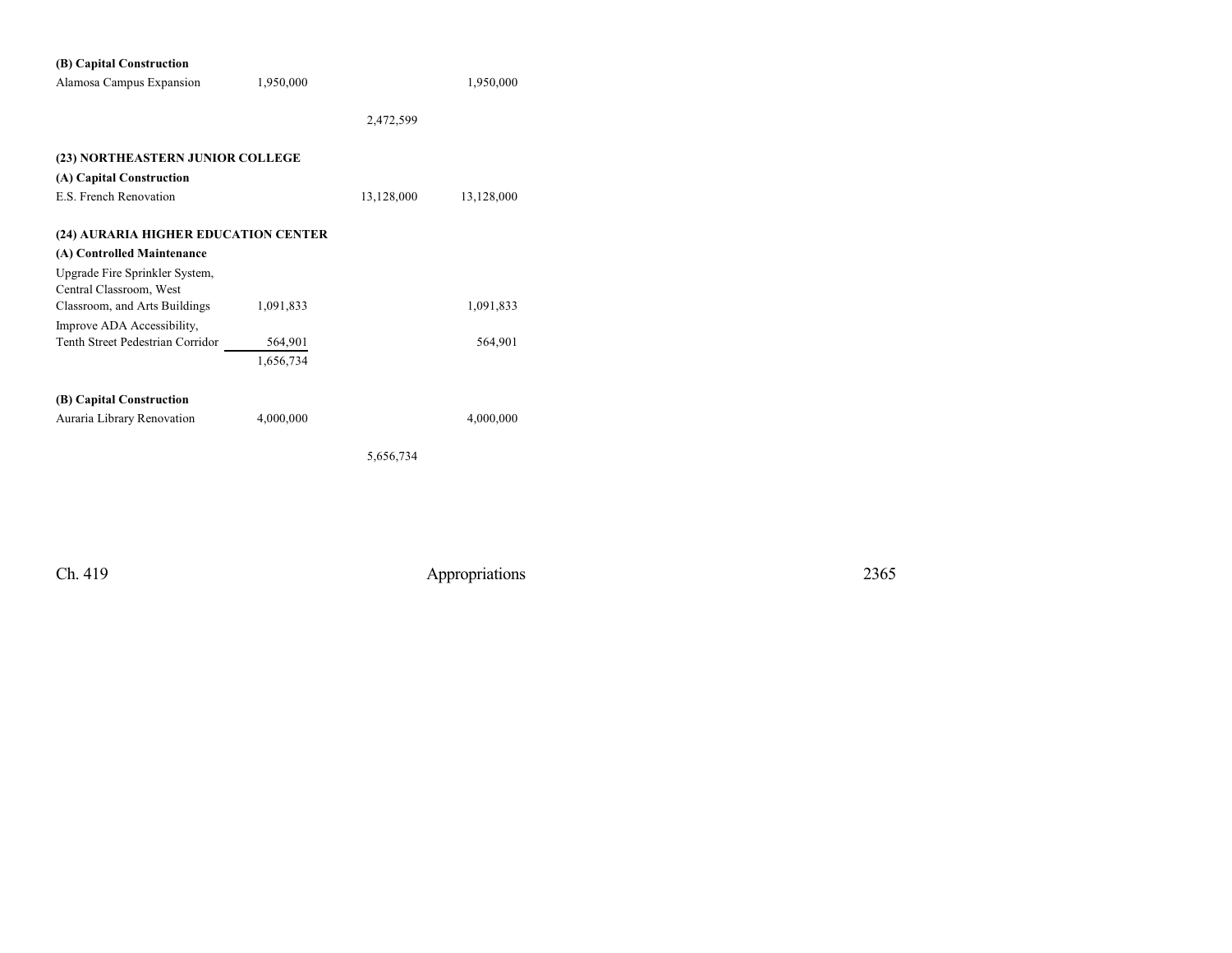| | | | |
|---|---|---|---|
| **(B) Capital Construction** | | | |
| Alamosa Campus Expansion | 1,950,000 | | 1,950,000 |
| | | 2,472,599 | |
| **(23) NORTHEASTERN JUNIOR COLLEGE** | | | |
| **(A) Capital Construction** | | | |
| E.S. French Renovation | | 13,128,000 | 13,128,000 |
| **(24) AURARIA HIGHER EDUCATION CENTER** | | | |
| **(A) Controlled Maintenance** | | | |
| Upgrade Fire Sprinkler System, Central Classroom, West Classroom, and Arts Buildings | 1,091,833 | | 1,091,833 |
| Improve ADA Accessibility, Tenth Street Pedestrian Corridor | 564,901 | | 564,901 |
| | 1,656,734 | | |
| **(B) Capital Construction** | | | |
| Auraria Library Renovation | 4,000,000 | | 4,000,000 |
| | | 5,656,734 | |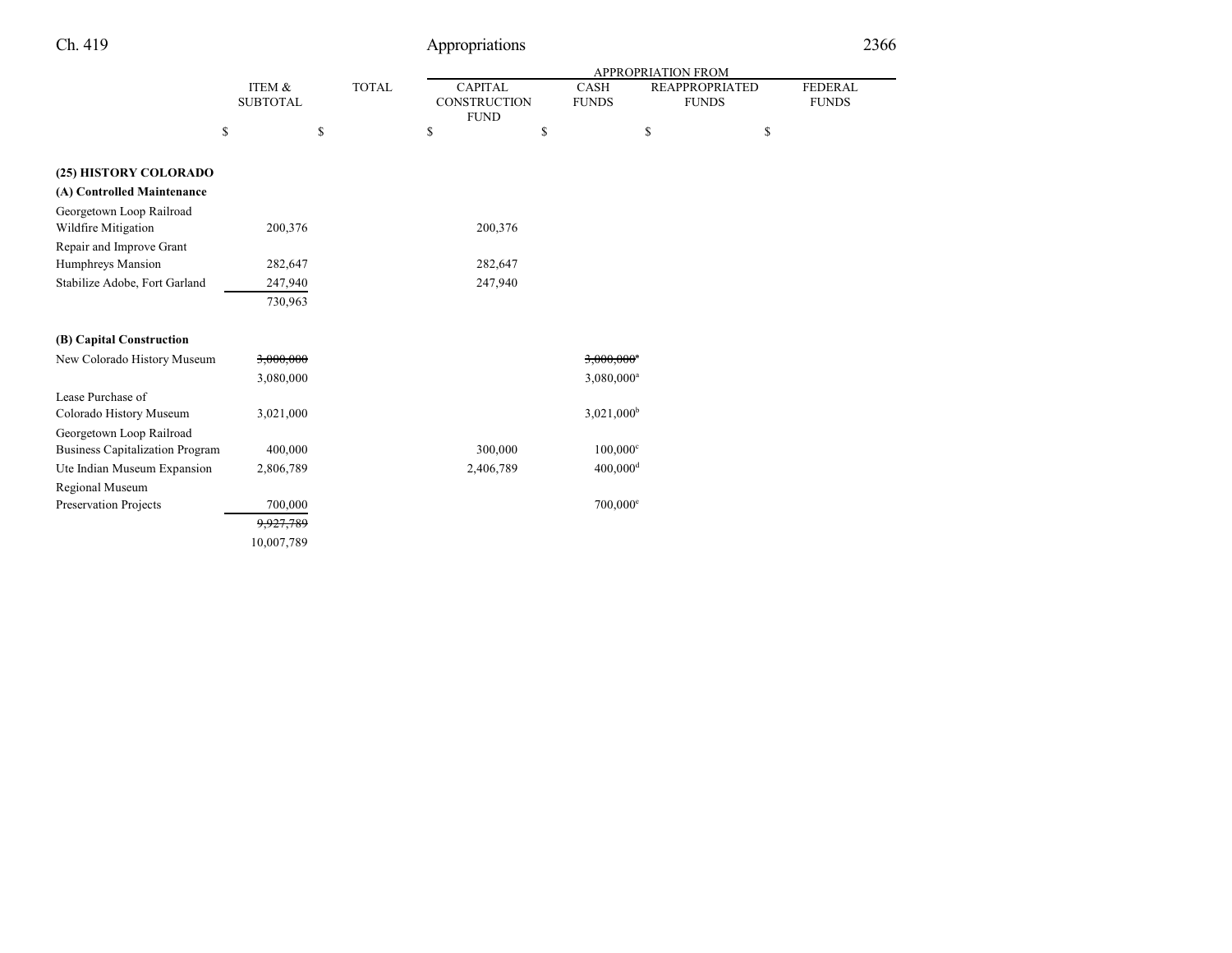| | ITEM & SUBTOTAL | TOTAL | APPROPRIATION FROM CAPITAL CONSTRUCTION FUND | CASH FUNDS | REAPPROPRIATED FUNDS | FEDERAL FUNDS |
|---|---|---|---|---|---|---|
| | $ | $ | $ | $ | $ | $ |
| **(25) HISTORY COLORADO** | | | | | | |
| **(A) Controlled Maintenance** | | | | | | |
| Georgetown Loop Railroad Wildfire Mitigation | 200,376 | | 200,376 | | | |
| Repair and Improve Grant Humphreys Mansion | 282,647 | | 282,647 | | | |
| Stabilize Adobe, Fort Garland | 247,940 | | 247,940 | | | |
| | 730,963 | | | | | |
| **(B) Capital Construction** | | | | | | |
| New Colorado History Museum | ~~3,000,000~~ | | | ~~3,000,000[a]~~ | | |
| | 3,080,000 | | | 3,080,000[a] | | |
| Lease Purchase of Colorado History Museum | 3,021,000 | | | 3,021,000[b] | | |
| Georgetown Loop Railroad Business Capitalization Program | 400,000 | | 300,000 | 100,000[c] | | |
| Ute Indian Museum Expansion | 2,806,789 | | 2,406,789 | 400,000[d] | | |
| Regional Museum Preservation Projects | 700,000 | | | 700,000[e] | | |
| | ~~9,927,789~~ | | | | | |
| | 10,007,789 | | | | | |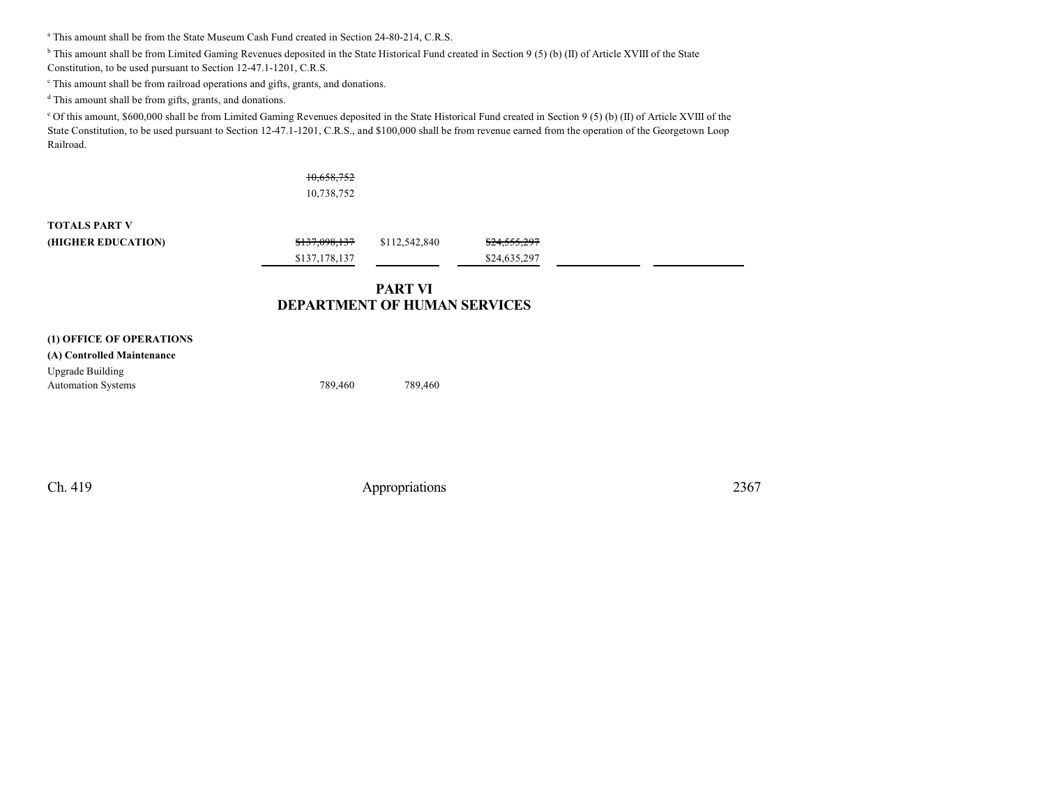[a] This amount shall be from the State Museum Cash Fund created in Section 24-80-214, C.R.S.

[b] This amount shall be from Limited Gaming Revenues deposited in the State Historical Fund created in Section 9 (5) (b) (II) of Article XVIII of the State Constitution, to be used pursuant to Section 12-47.1-1201, C.R.S.

[c] This amount shall be from railroad operations and gifts, grants, and donations.

[d] This amount shall be from gifts, grants, and donations.

[e] Of this amount, $600,000 shall be from Limited Gaming Revenues deposited in the State Historical Fund created in Section 9 (5) (b) (II) of Article XVIII of the State Constitution, to be used pursuant to Section 12-47.1-1201, C.R.S., and $100,000 shall be from revenue earned from the operation of the Georgetown Loop Railroad.

| | | | | | |
|---|---|---|---|---|---|
| | ~~10,658,752~~ 10,738,752 | | | | |
| **TOTALS PART V (HIGHER EDUCATION)** | ~~$137,098,137~~ $137,178,137 | $112,542,840 | ~~$24,555,297~~ $24,635,297 | | |

## PART VI
## DEPARTMENT OF HUMAN SERVICES

**(1) OFFICE OF OPERATIONS**

**(A) Controlled Maintenance**

| | | |
|---|---|---|
| Upgrade Building Automation Systems | 789,460 | 789,460 |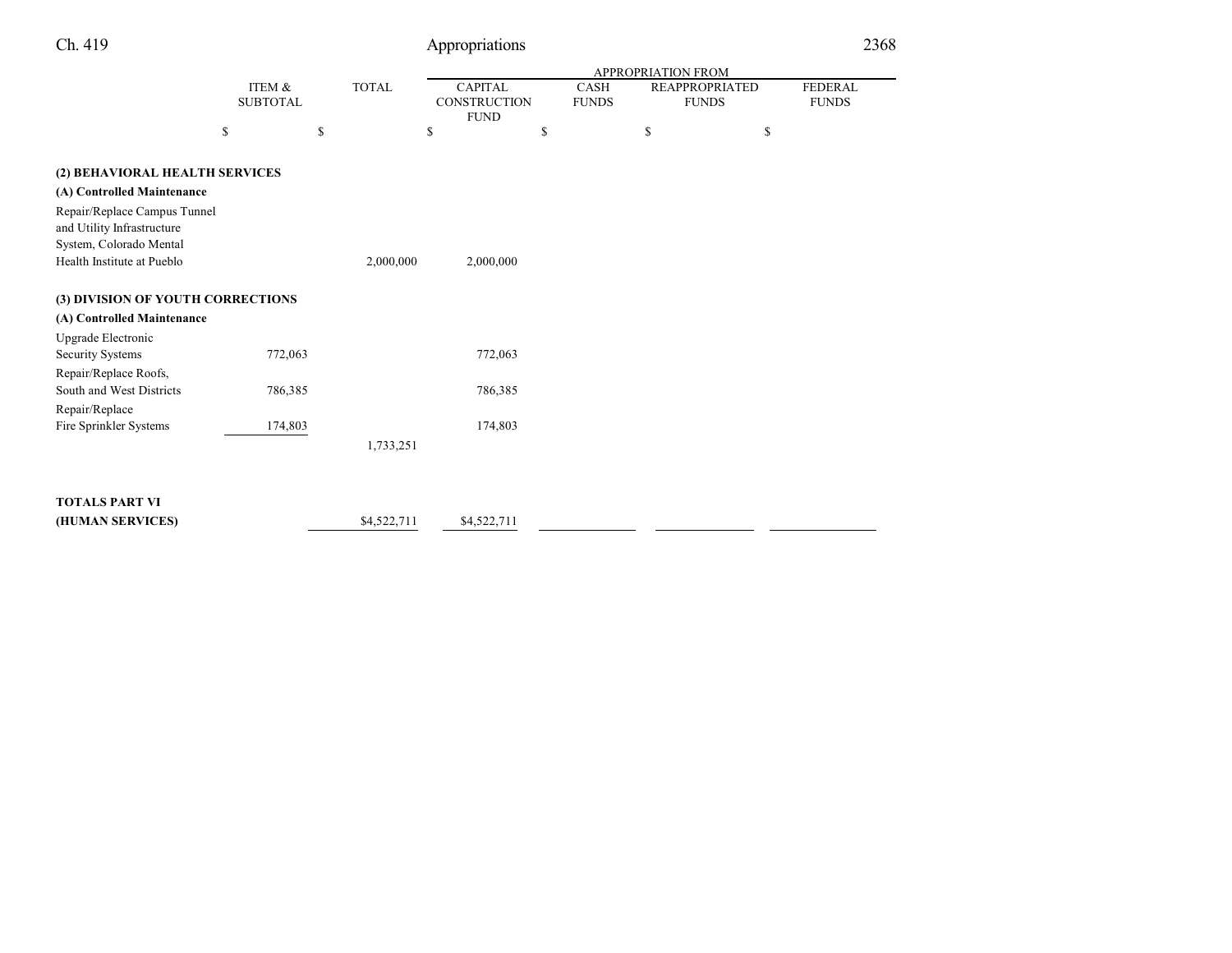| | ITEM & SUBTOTAL | TOTAL | APPROPRIATION FROM | | | |
|---|---|---|---|---|---|---|
| | | | CAPITAL CONSTRUCTION FUND | CASH FUNDS | REAPPROPRIATED FUNDS | FEDERAL FUNDS |
| | $ | $ | $ | $ | $ | $ |
| **(2) BEHAVIORAL HEALTH SERVICES** | | | | | | |
| **(A) Controlled Maintenance** | | | | | | |
| Repair/Replace Campus Tunnel and Utility Infrastructure System, Colorado Mental Health Institute at Pueblo | | 2,000,000 | 2,000,000 | | | |
| **(3) DIVISION OF YOUTH CORRECTIONS** | | | | | | |
| **(A) Controlled Maintenance** | | | | | | |
| Upgrade Electronic Security Systems | 772,063 | | 772,063 | | | |
| Repair/Replace Roofs, South and West Districts | 786,385 | | 786,385 | | | |
| Repair/Replace Fire Sprinkler Systems | 174,803 | | 174,803 | | | |
| | | 1,733,251 | | | | |
| **TOTALS PART VI (HUMAN SERVICES)** | | $4,522,711 | $4,522,711 | | | |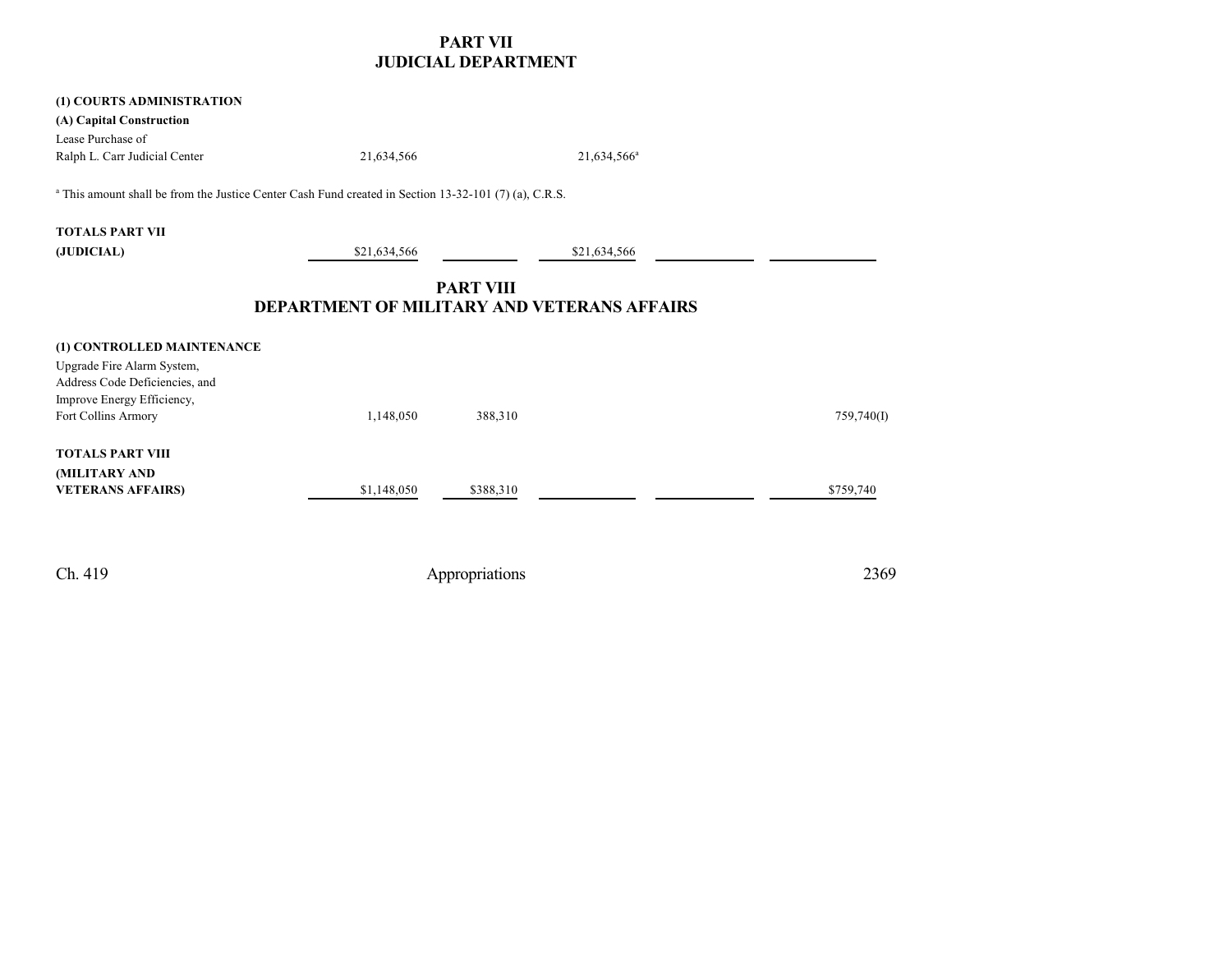## PART VII
## JUDICIAL DEPARTMENT

| | | | | | |
|---|---|---|---|---|---|
| **(1) COURTS ADMINISTRATION** | | | | | |
| **(A) Capital Construction** | | | | | |
| Lease Purchase of Ralph L. Carr Judicial Center | 21,634,566 | | 21,634,566[a] | | |

[a] This amount shall be from the Justice Center Cash Fund created in Section 13-32-101 (7) (a), C.R.S.

| | | | | | |
|---|---|---|---|---|---|
| **TOTALS PART VII (JUDICIAL)** | $21,634,566 | | $21,634,566 | | |

## PART VIII
## DEPARTMENT OF MILITARY AND VETERANS AFFAIRS

| | | | | | |
|---|---|---|---|---|---|
| **(1) CONTROLLED MAINTENANCE** | | | | | |
| Upgrade Fire Alarm System, Address Code Deficiencies, and Improve Energy Efficiency, Fort Collins Armory | 1,148,050 | 388,310 | | | 759,740(I) |
| **TOTALS PART VIII (MILITARY AND VETERANS AFFAIRS)** | $1,148,050 | $388,310 | | | $759,740 |

Ch. 419 Appropriations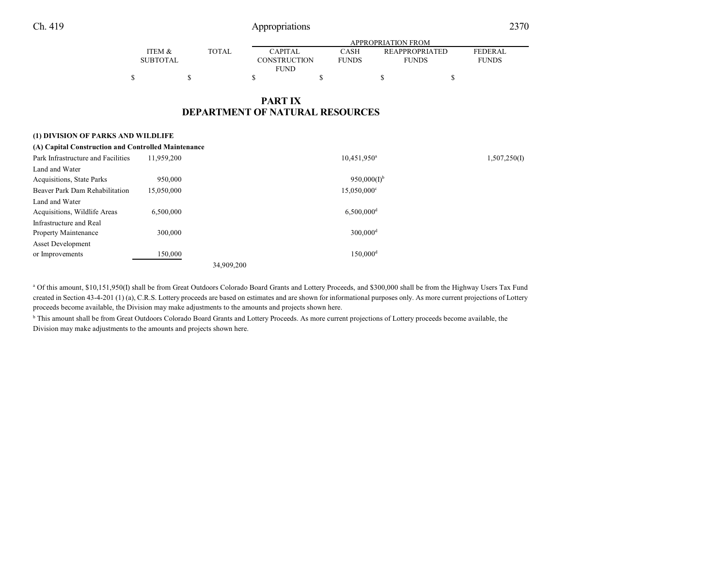| | ITEM & SUBTOTAL | TOTAL | APPROPRIATION FROM CAPITAL CONSTRUCTION FUND | CASH FUNDS | REAPPROPRIATED FUNDS | FEDERAL FUNDS |
|---|---|---|---|---|---|---|
| | $ | $ | $ | $ | $ | $ |

## PART IX
## DEPARTMENT OF NATURAL RESOURCES

**(1) DIVISION OF PARKS AND WILDLIFE**

**(A) Capital Construction and Controlled Maintenance**

| | ITEM & SUBTOTAL | TOTAL | CAPITAL CONSTRUCTION FUND | CASH FUNDS | REAPPROPRIATED FUNDS | FEDERAL FUNDS |
|---|---|---|---|---|---|---|
| Park Infrastructure and Facilities | 11,959,200 | | | 10,451,950[a] | | 1,507,250(I) |
| Land and Water Acquisitions, State Parks | 950,000 | | | 950,000(I)[b] | | |
| Beaver Park Dam Rehabilitation | 15,050,000 | | | 15,050,000[c] | | |
| Land and Water Acquisitions, Wildlife Areas | 6,500,000 | | | 6,500,000[d] | | |
| Infrastructure and Real Property Maintenance | 300,000 | | | 300,000[d] | | |
| Asset Development or Improvements | 150,000 | | | 150,000[d] | | |
| | | 34,909,200 | | | | |

[a] Of this amount, $10,151,950(I) shall be from Great Outdoors Colorado Board Grants and Lottery Proceeds, and $300,000 shall be from the Highway Users Tax Fund created in Section 43-4-201 (1) (a), C.R.S. Lottery proceeds are based on estimates and are shown for informational purposes only. As more current projections of Lottery proceeds become available, the Division may make adjustments to the amounts and projects shown here.

[b] This amount shall be from Great Outdoors Colorado Board Grants and Lottery Proceeds. As more current projections of Lottery proceeds become available, the Division may make adjustments to the amounts and projects shown here.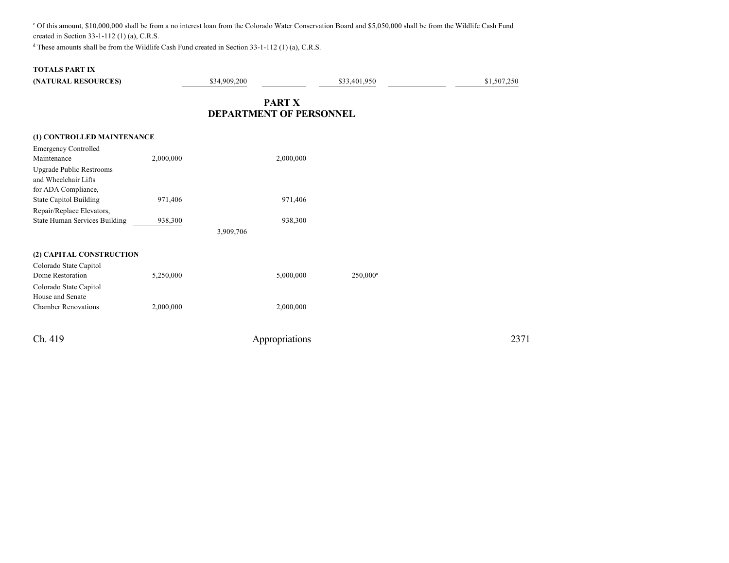[c] Of this amount, $10,000,000 shall be from a no interest loan from the Colorado Water Conservation Board and $5,050,000 shall be from the Wildlife Cash Fund created in Section 33-1-112 (1) (a), C.R.S.

[d] These amounts shall be from the Wildlife Cash Fund created in Section 33-1-112 (1) (a), C.R.S.

| | | | | | | |
|---|---|---|---|---|---|---|
| **TOTALS PART IX (NATURAL RESOURCES)** | | $34,909,200 | | $33,401,950 | | $1,507,250 |

## PART X
## DEPARTMENT OF PERSONNEL

| | | | | | | |
|---|---|---|---|---|---|---|
| **(1) CONTROLLED MAINTENANCE** | | | | | | |
| Emergency Controlled Maintenance | 2,000,000 | | 2,000,000 | | | |
| Upgrade Public Restrooms and Wheelchair Lifts for ADA Compliance, State Capitol Building | 971,406 | | 971,406 | | | |
| Repair/Replace Elevators, State Human Services Building | 938,300 | | 938,300 | | | |
| | | 3,909,706 | | | | |
| **(2) CAPITAL CONSTRUCTION** | | | | | | |
| Colorado State Capitol Dome Restoration | 5,250,000 | | 5,000,000 | 250,000[a] | | |
| Colorado State Capitol House and Senate Chamber Renovations | 2,000,000 | | 2,000,000 | | | |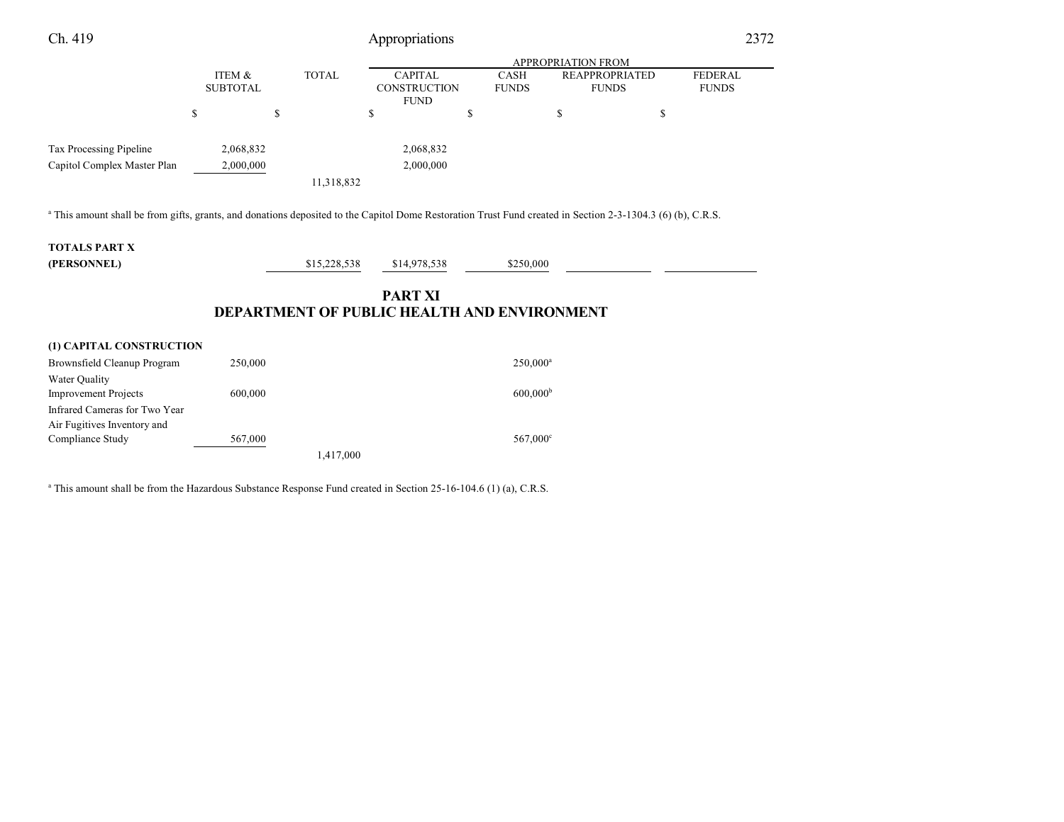| | ITEM & SUBTOTAL | TOTAL | APPROPRIATION FROM CAPITAL CONSTRUCTION FUND | CASH FUNDS | REAPPROPRIATED FUNDS | FEDERAL FUNDS |
|---|---|---|---|---|---|---|
| | $ | $ | $ | $ | $ | $ |
| Tax Processing Pipeline | 2,068,832 | | 2,068,832 | | | |
| Capitol Complex Master Plan | 2,000,000 | | 2,000,000 | | | |
| | | 11,318,832 | | | | |

[a] This amount shall be from gifts, grants, and donations deposited to the Capitol Dome Restoration Trust Fund created in Section 2-3-1304.3 (6) (b), C.R.S.

| | ITEM & SUBTOTAL | TOTAL | CAPITAL CONSTRUCTION FUND | CASH FUNDS | REAPPROPRIATED FUNDS | FEDERAL FUNDS |
|---|---|---|---|---|---|---|
| **TOTALS PART X (PERSONNEL)** | | $15,228,538 | $14,978,538 | $250,000 | | |

## PART XI
## DEPARTMENT OF PUBLIC HEALTH AND ENVIRONMENT

| | ITEM & SUBTOTAL | TOTAL | CAPITAL CONSTRUCTION FUND | CASH FUNDS | REAPPROPRIATED FUNDS | FEDERAL FUNDS |
|---|---|---|---|---|---|---|
| **(1) CAPITAL CONSTRUCTION** | | | | | | |
| Brownsfield Cleanup Program | 250,000 | | | 250,000[a] | | |
| Water Quality Improvement Projects | 600,000 | | | 600,000[b] | | |
| Infrared Cameras for Two Year Air Fugitives Inventory and Compliance Study | 567,000 | | | 567,000[c] | | |
| | | 1,417,000 | | | | |

[a] This amount shall be from the Hazardous Substance Response Fund created in Section 25-16-104.6 (1) (a), C.R.S.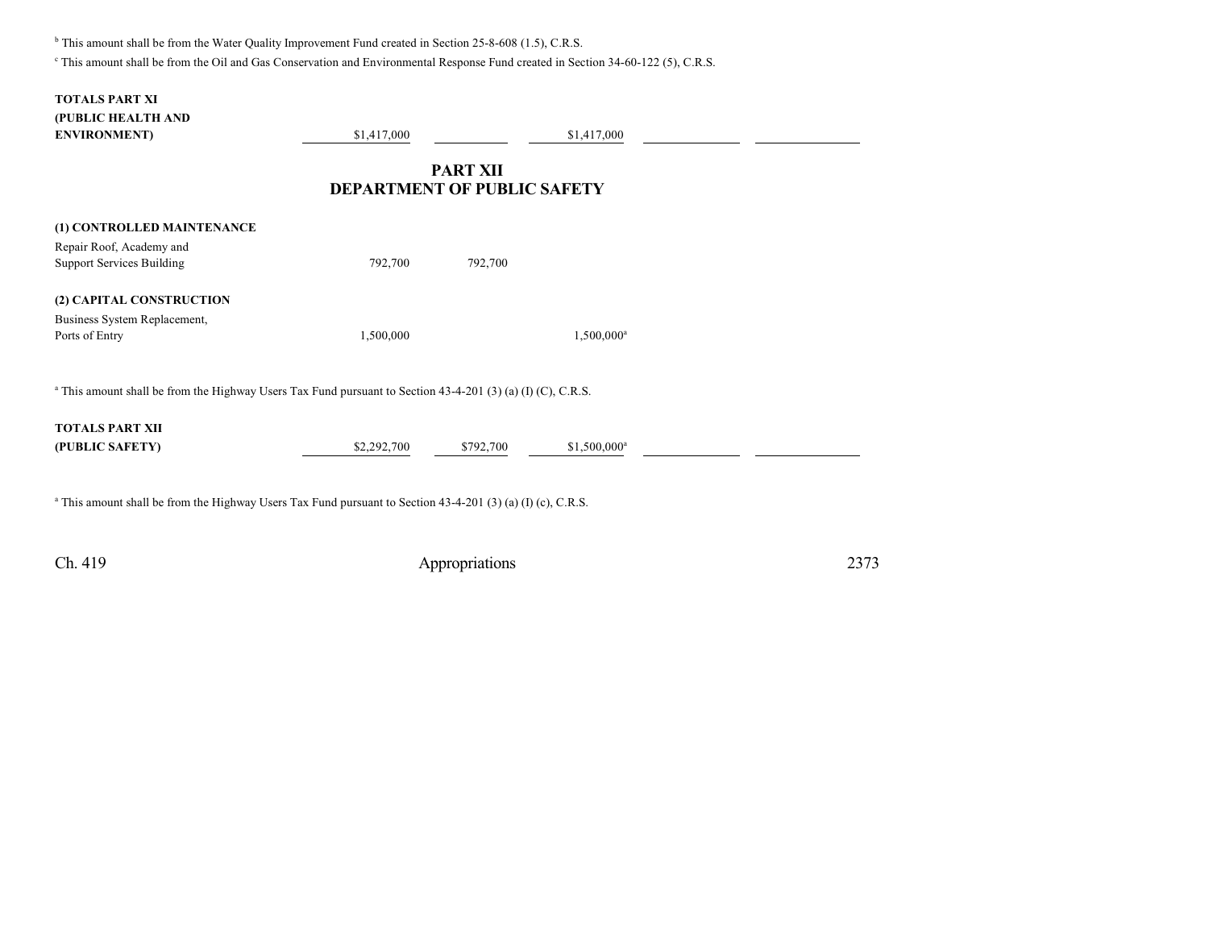[b] This amount shall be from the Water Quality Improvement Fund created in Section 25-8-608 (1.5), C.R.S.

[c] This amount shall be from the Oil and Gas Conservation and Environmental Response Fund created in Section 34-60-122 (5), C.R.S.

| | | | | | |
|---|---|---|---|---|---|
| **TOTALS PART XI (PUBLIC HEALTH AND ENVIRONMENT)** | $1,417,000 | | $1,417,000 | | |

## PART XII
## DEPARTMENT OF PUBLIC SAFETY

| | | | | | |
|---|---|---|---|---|---|
| **(1) CONTROLLED MAINTENANCE** | | | | | |
| Repair Roof, Academy and Support Services Building | 792,700 | 792,700 | | | |
| **(2) CAPITAL CONSTRUCTION** | | | | | |
| Business System Replacement, Ports of Entry | 1,500,000 | | 1,500,000[a] | | |

[a] This amount shall be from the Highway Users Tax Fund pursuant to Section 43-4-201 (3) (a) (I) (C), C.R.S.

| | | | | | |
|---|---|---|---|---|---|
| **TOTALS PART XII (PUBLIC SAFETY)** | $2,292,700 | $792,700 | $1,500,000[a] | | |

[a] This amount shall be from the Highway Users Tax Fund pursuant to Section 43-4-201 (3) (a) (I) (c), C.R.S.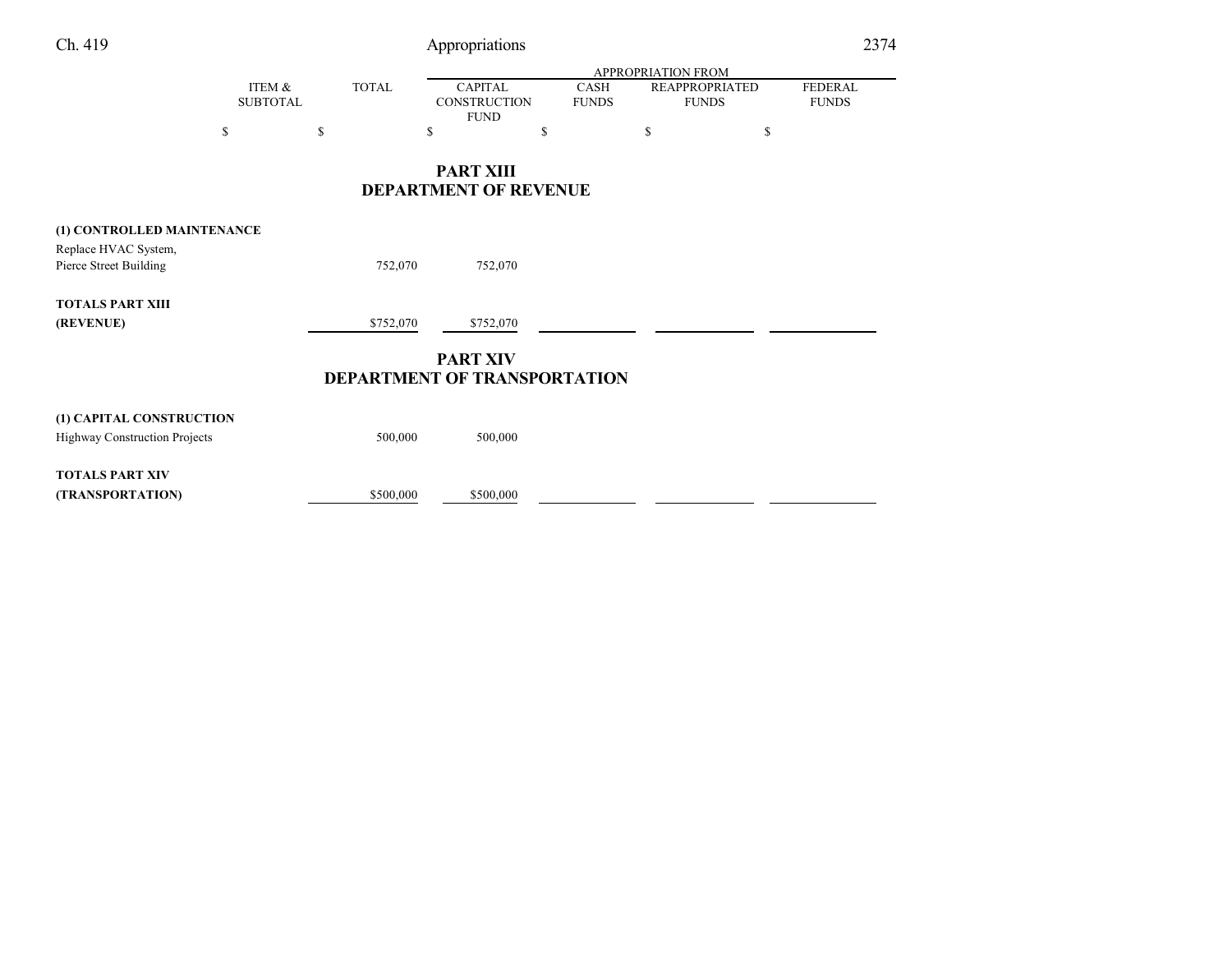| | ITEM & SUBTOTAL | TOTAL | APPROPRIATION FROM | | | |
|---|---|---|---|---|---|---|
| | | | CAPITAL CONSTRUCTION FUND | CASH FUNDS | REAPPROPRIATED FUNDS | FEDERAL FUNDS |
| | $ | $ | $ | $ | $ | $ |

## PART XIII
## DEPARTMENT OF REVENUE

| | ITEM & SUBTOTAL | TOTAL | CAPITAL CONSTRUCTION FUND | CASH FUNDS | REAPPROPRIATED FUNDS | FEDERAL FUNDS |
|---|---|---|---|---|---|---|
| **(1) CONTROLLED MAINTENANCE** | | | | | | |
| Replace HVAC System, Pierce Street Building | | 752,070 | 752,070 | | | |
| **TOTALS PART XIII (REVENUE)** | | $752,070 | $752,070 | | | |

## PART XIV
## DEPARTMENT OF TRANSPORTATION

| | ITEM & SUBTOTAL | TOTAL | CAPITAL CONSTRUCTION FUND | CASH FUNDS | REAPPROPRIATED FUNDS | FEDERAL FUNDS |
|---|---|---|---|---|---|---|
| **(1) CAPITAL CONSTRUCTION** | | | | | | |
| Highway Construction Projects | | 500,000 | 500,000 | | | |
| **TOTALS PART XIV (TRANSPORTATION)** | | $500,000 | $500,000 | | | |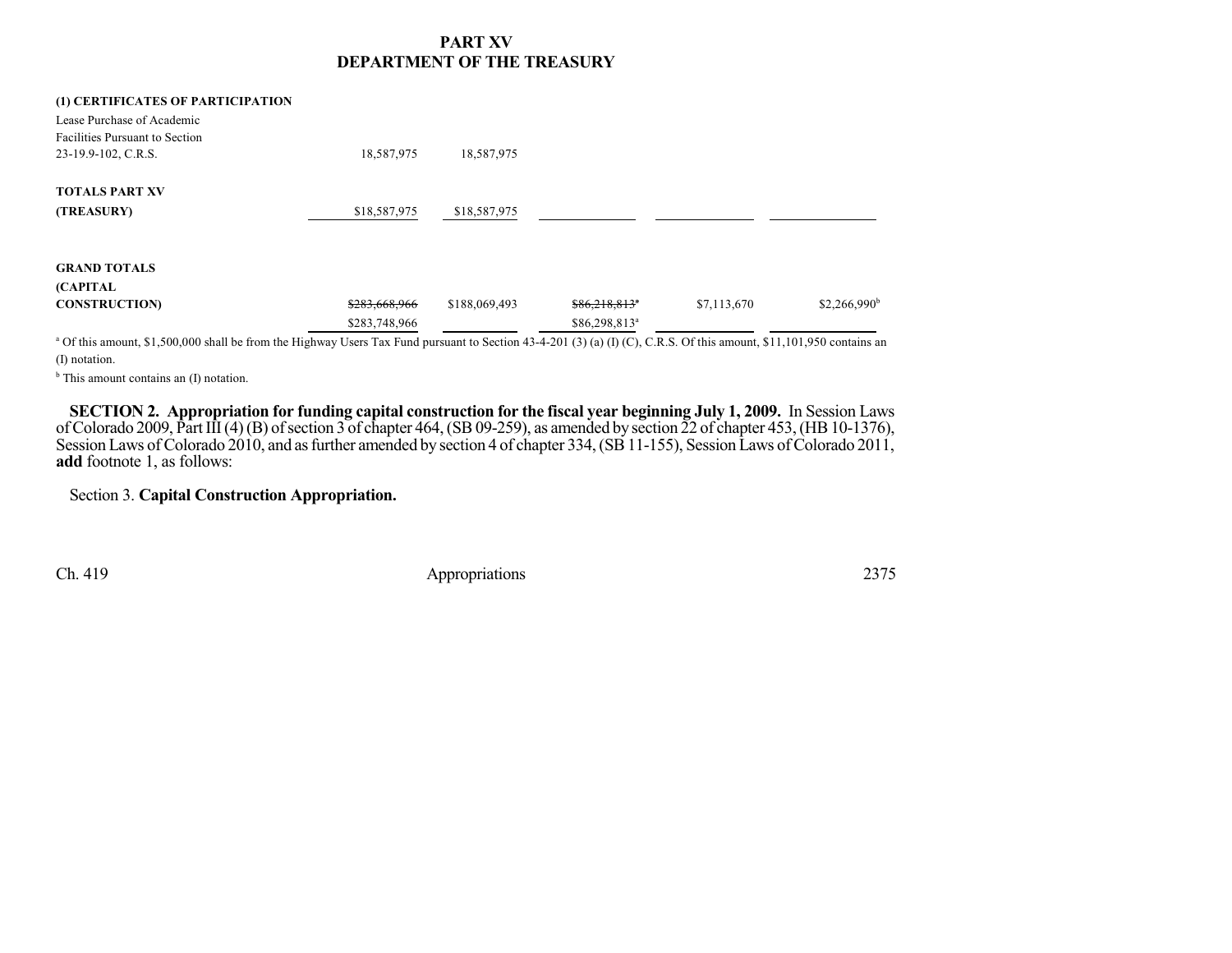# PART XV
# DEPARTMENT OF THE TREASURY

| | | | | | |
|---|---|---|---|---|---|
| **(1) CERTIFICATES OF PARTICIPATION** | | | | | |
| Lease Purchase of Academic Facilities Pursuant to Section 23-19.9-102, C.R.S. | 18,587,975 | 18,587,975 | | | |
| **TOTALS PART XV (TREASURY)** | $18,587,975 | $18,587,975 | | | |
| **GRAND TOTALS (CAPITAL CONSTRUCTION)** | ~~$283,668,966~~ | $188,069,493 | ~~$86,218,813~~[a] | $7,113,670 | $2,266,990[b] |
| | $283,748,966 | | $86,298,813[a] | | |

[a] Of this amount, $1,500,000 shall be from the Highway Users Tax Fund pursuant to Section 43-4-201 (3) (a) (I) (C), C.R.S. Of this amount, $11,101,950 contains an (I) notation.

[b] This amount contains an (I) notation.

**SECTION 2. Appropriation for funding capital construction for the fiscal year beginning July 1, 2009.** In Session Laws of Colorado 2009, Part III (4) (B) of section 3 of chapter 464, (SB 09-259), as amended by section 22 of chapter 453, (HB 10-1376), Session Laws of Colorado 2010, and as further amended by section 4 of chapter 334, (SB 11-155), Session Laws of Colorado 2011, **add** footnote 1, as follows:

Section 3. **Capital Construction Appropriation.**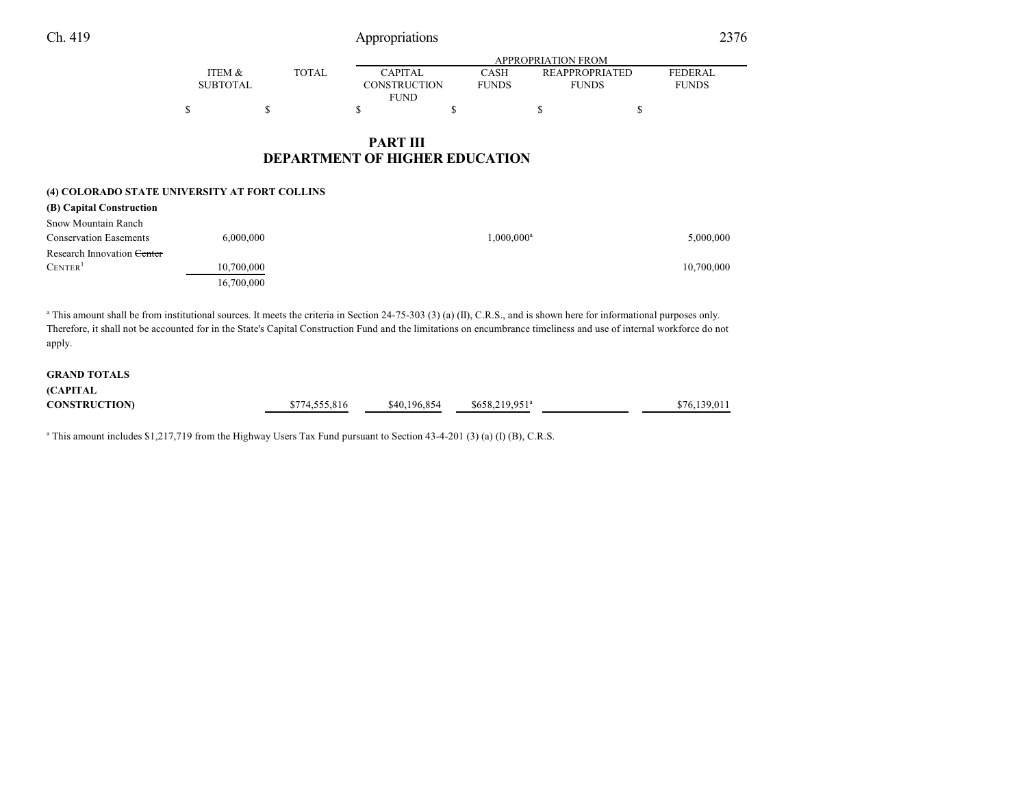| | ITEM & SUBTOTAL | TOTAL | APPROPRIATION FROM CAPITAL CONSTRUCTION FUND | CASH FUNDS | REAPPROPRIATED FUNDS | FEDERAL FUNDS |
|---|---|---|---|---|---|---|
| | $ | $ | $ | $ | $ | $ |

## PART III
## DEPARTMENT OF HIGHER EDUCATION

**(4) COLORADO STATE UNIVERSITY AT FORT COLLINS**

**(B) Capital Construction**

| | ITEM & SUBTOTAL | TOTAL | CAPITAL CONSTRUCTION FUND | CASH FUNDS | REAPPROPRIATED FUNDS | FEDERAL FUNDS |
|---|---|---|---|---|---|---|
| Snow Mountain Ranch Conservation Easements | 6,000,000 | | | 1,000,000[a] | | 5,000,000 |
| Research Innovation ~~Center~~ CENTER[1] | 10,700,000 | | | | | 10,700,000 |
| | 16,700,000 | | | | | |

[a] This amount shall be from institutional sources. It meets the criteria in Section 24-75-303 (3) (a) (II), C.R.S., and is shown here for informational purposes only. Therefore, it shall not be accounted for in the State's Capital Construction Fund and the limitations on encumbrance timeliness and use of internal workforce do not apply.

| | ITEM & SUBTOTAL | TOTAL | CAPITAL CONSTRUCTION FUND | CASH FUNDS | REAPPROPRIATED FUNDS | FEDERAL FUNDS |
|---|---|---|---|---|---|---|
| **GRAND TOTALS (CAPITAL CONSTRUCTION)** | | $774,555,816 | $40,196,854 | $658,219,951[a] | | $76,139,011 |

[a] This amount includes $1,217,719 from the Highway Users Tax Fund pursuant to Section 43-4-201 (3) (a) (I) (B), C.R.S.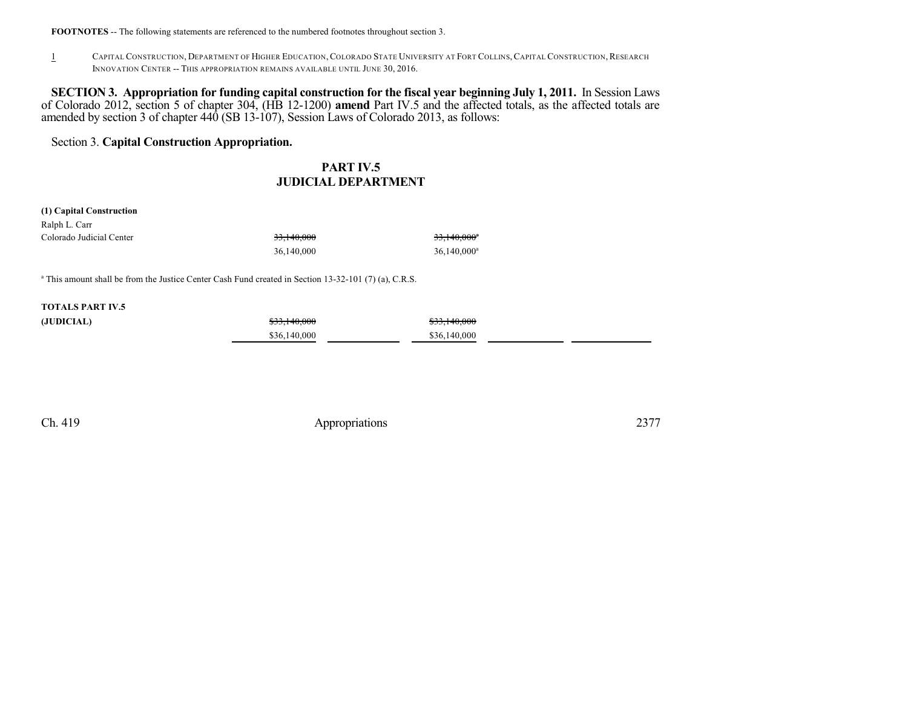**FOOTNOTES** -- The following statements are referenced to the numbered footnotes throughout section 3.

1 CAPITAL CONSTRUCTION, DEPARTMENT OF HIGHER EDUCATION, COLORADO STATE UNIVERSITY AT FORT COLLINS, CAPITAL CONSTRUCTION, RESEARCH INNOVATION CENTER -- THIS APPROPRIATION REMAINS AVAILABLE UNTIL JUNE 30, 2016.

**SECTION 3. Appropriation for funding capital construction for the fiscal year beginning July 1, 2011.** In Session Laws of Colorado 2012, section 5 of chapter 304, (HB 12-1200) **amend** Part IV.5 and the affected totals, as the affected totals are amended by section 3 of chapter 440 (SB 13-107), Session Laws of Colorado 2013, as follows:

Section 3. **Capital Construction Appropriation.**

## PART IV.5
## JUDICIAL DEPARTMENT

**(1) Capital Construction**

| | | | | | |
|---|---|---|---|---|---|
| Ralph L. Carr Colorado Judicial Center | ~~33,140,000~~ | | ~~33,140,000~~[a] | | |
| | 36,140,000 | | 36,140,000[a] | | |

[a] This amount shall be from the Justice Center Cash Fund created in Section 13-32-101 (7) (a), C.R.S.

| | | | | | |
|---|---|---|---|---|---|
| **TOTALS PART IV.5** | | | | | |
| **(JUDICIAL)** | ~~$33,140,000~~ | | ~~$33,140,000~~ | | |
| | $36,140,000 | | $36,140,000 | | |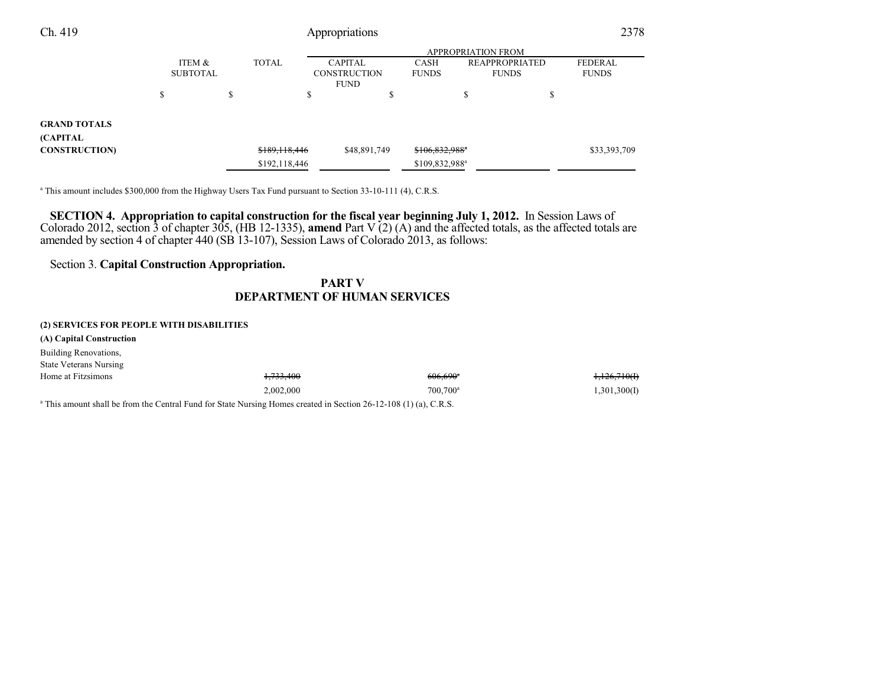| | ITEM & SUBTOTAL | TOTAL | APPROPRIATION FROM | | | |
|---|---|---|---|---|---|---|
| | | | CAPITAL CONSTRUCTION FUND | CASH FUNDS | REAPPROPRIATED FUNDS | FEDERAL FUNDS |
| | $ | $ | $ | $ | $ | $ |
| **GRAND TOTALS (CAPITAL CONSTRUCTION)** | | ~~$189,118,446~~ | $48,891,749 | ~~$106,832,988~~[a] | | $33,393,709 |
| | | $192,118,446 | | $109,832,988[a] | | |

[a] This amount includes $300,000 from the Highway Users Tax Fund pursuant to Section 33-10-111 (4), C.R.S.

**SECTION 4. Appropriation to capital construction for the fiscal year beginning July 1, 2012.** In Session Laws of Colorado 2012, section 3 of chapter 305, (HB 12-1335), **amend** Part V (2) (A) and the affected totals, as the affected totals are amended by section 4 of chapter 440 (SB 13-107), Session Laws of Colorado 2013, as follows:

Section 3. **Capital Construction Appropriation.**

## PART V
## DEPARTMENT OF HUMAN SERVICES

**(2) SERVICES FOR PEOPLE WITH DISABILITIES**

**(A) Capital Construction**

| | ITEM & SUBTOTAL | TOTAL | CAPITAL CONSTRUCTION FUND | CASH FUNDS | REAPPROPRIATED FUNDS | FEDERAL FUNDS |
|---|---|---|---|---|---|---|
| Building Renovations, State Veterans Nursing Home at Fitzsimons | ~~1,733,400~~ | | | ~~606,690~~[a] | | ~~1,126,710(I)~~ |
| | 2,002,000 | | | 700,700[a] | | 1,301,300(I) |

[a] This amount shall be from the Central Fund for State Nursing Homes created in Section 26-12-108 (1) (a), C.R.S.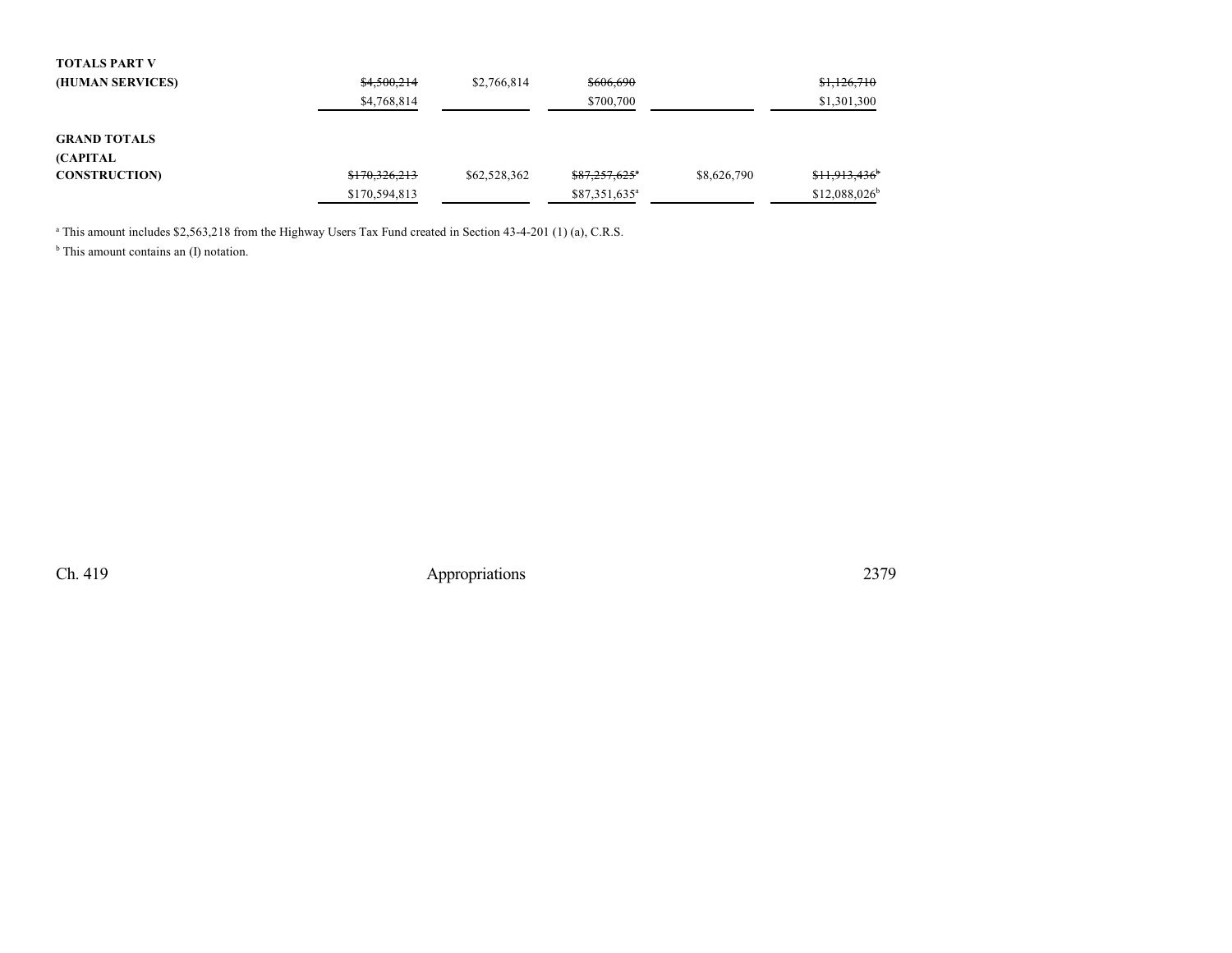| | | | | | |
|---|---|---|---|---|---|
| **TOTALS PART V (HUMAN SERVICES)** | ~~$4,500,214~~ $4,768,814 | $2,766,814 | ~~$606,690~~ $700,700 | | ~~$1,126,710~~ $1,301,300 |
| **GRAND TOTALS (CAPITAL CONSTRUCTION)** | ~~$170,326,213~~ $170,594,813 | $62,528,362 | ~~$87,257,625[a]~~ $87,351,635[a] | $8,626,790 | ~~$11,913,436[b]~~ $12,088,026[b] |

[a] This amount includes $2,563,218 from the Highway Users Tax Fund created in Section 43-4-201 (1) (a), C.R.S.

[b] This amount contains an (I) notation.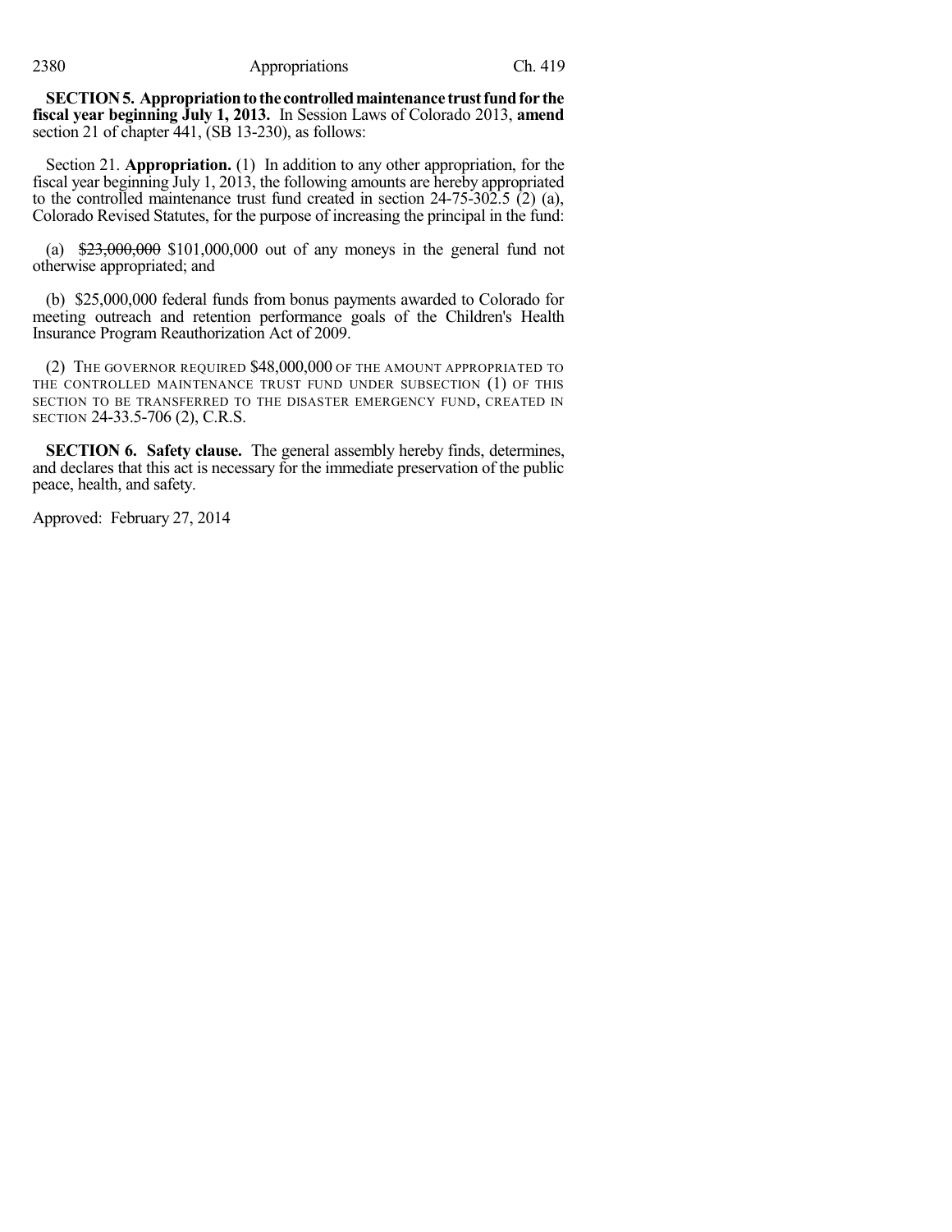**SECTION 5. Appropriation to the controlled maintenance trust fund for the fiscal year beginning July 1, 2013.** In Session Laws of Colorado 2013, **amend** section 21 of chapter 441, (SB 13-230), as follows:

Section 21. **Appropriation.** (1) In addition to any other appropriation, for the fiscal year beginning July 1, 2013, the following amounts are hereby appropriated to the controlled maintenance trust fund created in section 24-75-302.5 (2) (a), Colorado Revised Statutes, for the purpose of increasing the principal in the fund:

(a) ~~$23,000,000~~ $101,000,000 out of any moneys in the general fund not otherwise appropriated; and

(b) $25,000,000 federal funds from bonus payments awarded to Colorado for meeting outreach and retention performance goals of the Children's Health Insurance Program Reauthorization Act of 2009.

(2) THE GOVERNOR REQUIRED $48,000,000 OF THE AMOUNT APPROPRIATED TO THE CONTROLLED MAINTENANCE TRUST FUND UNDER SUBSECTION (1) OF THIS SECTION TO BE TRANSFERRED TO THE DISASTER EMERGENCY FUND, CREATED IN SECTION 24-33.5-706 (2), C.R.S.

**SECTION 6. Safety clause.** The general assembly hereby finds, determines, and declares that this act is necessary for the immediate preservation of the public peace, health, and safety.

Approved: February 27, 2014